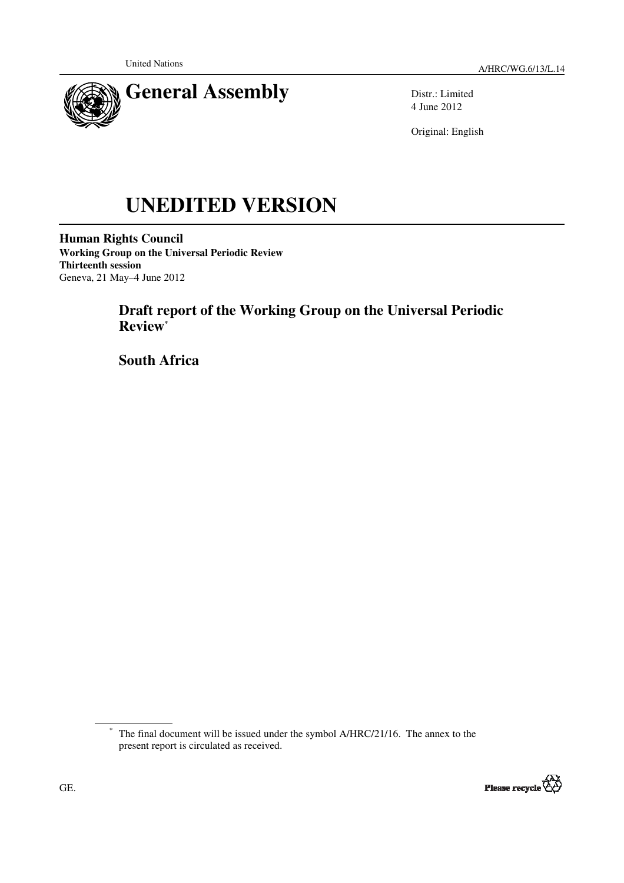United Nations

A/HRC/WG.6/13/L.14

# General Assembly

Distr.: Limited
4 June 2012

Original: English

# UNEDITED VERSION

**Human Rights Council**
**Working Group on the Universal Periodic Review**
**Thirteenth session**
Geneva, 21 May–4 June 2012

## Draft report of the Working Group on the Universal Periodic Review[*]

## South Africa

[*] The final document will be issued under the symbol A/HRC/21/16. The annex to the present report is circulated as received.

GE.

Please recycle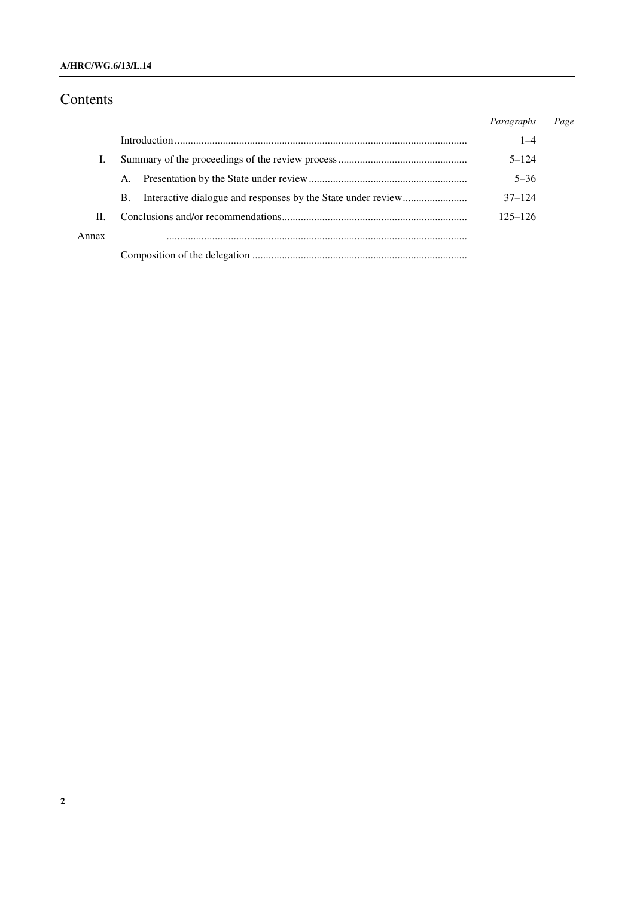# Contents

| | | Paragraphs | Page |
|---|---|---|---|
| | Introduction | 1–4 | |
| I. | Summary of the proceedings of the review process | 5–124 | |
| | A. Presentation by the State under review | 5–36 | |
| | B. Interactive dialogue and responses by the State under review | 37–124 | |
| II. | Conclusions and/or recommendations | 125–126 | |
| Annex | | | |
| | Composition of the delegation | | |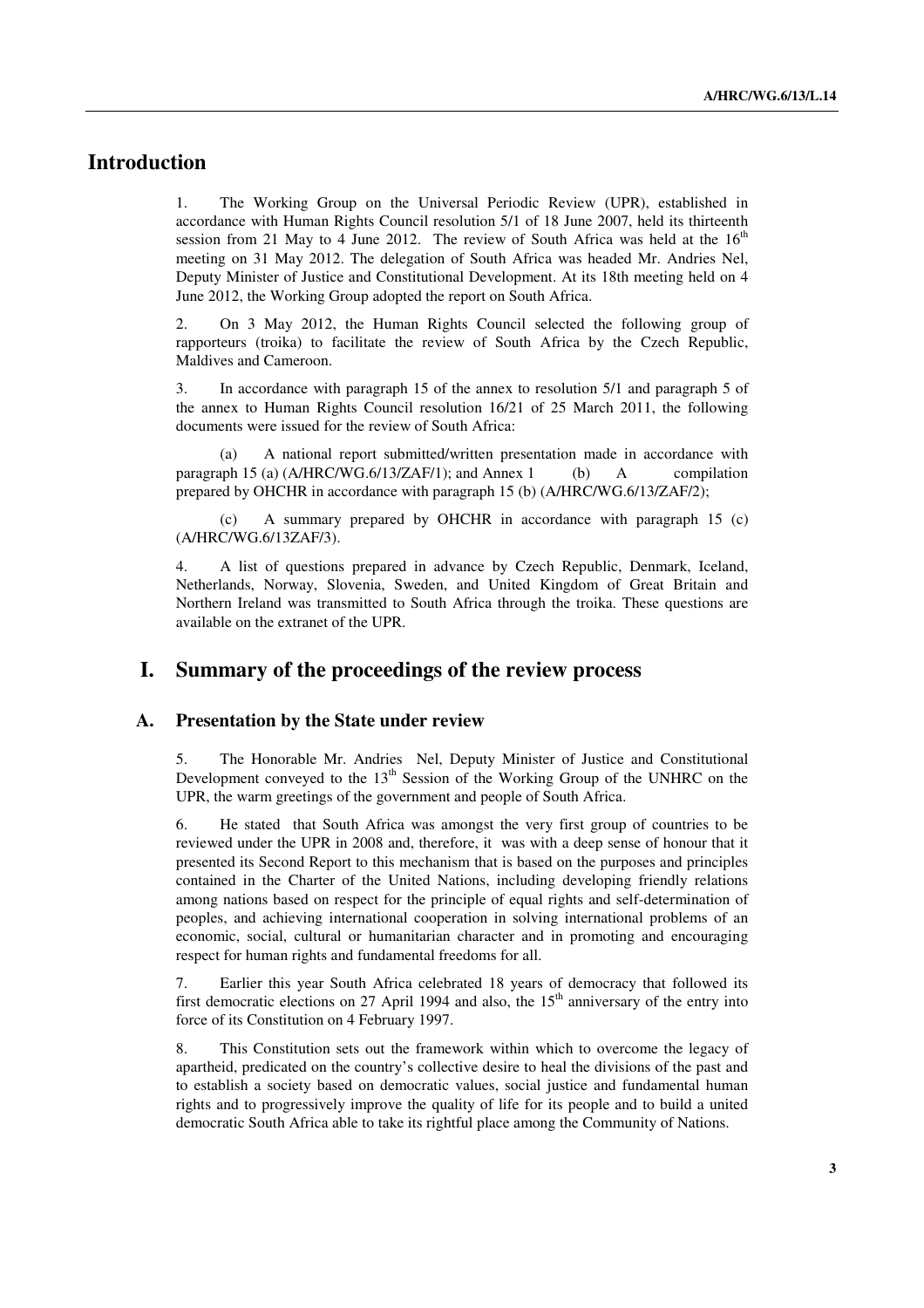# Introduction

1. The Working Group on the Universal Periodic Review (UPR), established in accordance with Human Rights Council resolution 5/1 of 18 June 2007, held its thirteenth session from 21 May to 4 June 2012. The review of South Africa was held at the 16th meeting on 31 May 2012. The delegation of South Africa was headed Mr. Andries Nel, Deputy Minister of Justice and Constitutional Development. At its 18th meeting held on 4 June 2012, the Working Group adopted the report on South Africa.

2. On 3 May 2012, the Human Rights Council selected the following group of rapporteurs (troika) to facilitate the review of South Africa by the Czech Republic, Maldives and Cameroon.

3. In accordance with paragraph 15 of the annex to resolution 5/1 and paragraph 5 of the annex to Human Rights Council resolution 16/21 of 25 March 2011, the following documents were issued for the review of South Africa:

(a) A national report submitted/written presentation made in accordance with paragraph 15 (a) (A/HRC/WG.6/13/ZAF/1); and Annex 1 (b) A compilation prepared by OHCHR in accordance with paragraph 15 (b) (A/HRC/WG.6/13/ZAF/2);

(c) A summary prepared by OHCHR in accordance with paragraph 15 (c) (A/HRC/WG.6/13ZAF/3).

4. A list of questions prepared in advance by Czech Republic, Denmark, Iceland, Netherlands, Norway, Slovenia, Sweden, and United Kingdom of Great Britain and Northern Ireland was transmitted to South Africa through the troika. These questions are available on the extranet of the UPR.

# I. Summary of the proceedings of the review process

## A. Presentation by the State under review

5. The Honorable Mr. Andries Nel, Deputy Minister of Justice and Constitutional Development conveyed to the 13th Session of the Working Group of the UNHRC on the UPR, the warm greetings of the government and people of South Africa.

6. He stated that South Africa was amongst the very first group of countries to be reviewed under the UPR in 2008 and, therefore, it was with a deep sense of honour that it presented its Second Report to this mechanism that is based on the purposes and principles contained in the Charter of the United Nations, including developing friendly relations among nations based on respect for the principle of equal rights and self-determination of peoples, and achieving international cooperation in solving international problems of an economic, social, cultural or humanitarian character and in promoting and encouraging respect for human rights and fundamental freedoms for all.

7. Earlier this year South Africa celebrated 18 years of democracy that followed its first democratic elections on 27 April 1994 and also, the 15th anniversary of the entry into force of its Constitution on 4 February 1997.

8. This Constitution sets out the framework within which to overcome the legacy of apartheid, predicated on the country's collective desire to heal the divisions of the past and to establish a society based on democratic values, social justice and fundamental human rights and to progressively improve the quality of life for its people and to build a united democratic South Africa able to take its rightful place among the Community of Nations.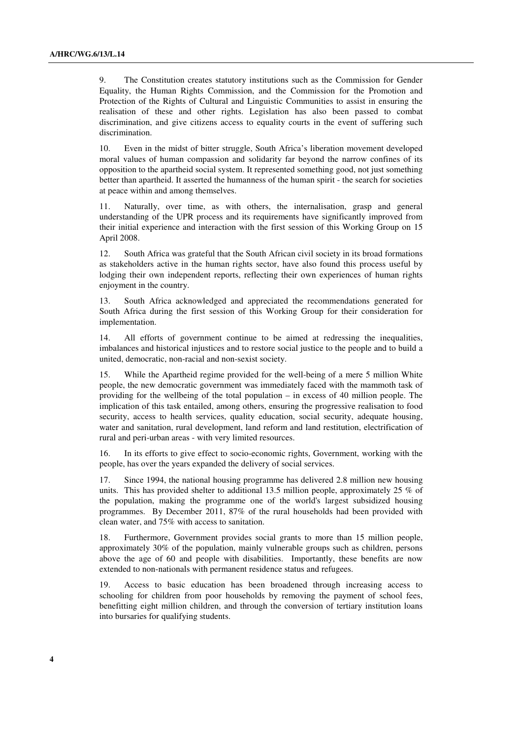9. The Constitution creates statutory institutions such as the Commission for Gender Equality, the Human Rights Commission, and the Commission for the Promotion and Protection of the Rights of Cultural and Linguistic Communities to assist in ensuring the realisation of these and other rights. Legislation has also been passed to combat discrimination, and give citizens access to equality courts in the event of suffering such discrimination.

10. Even in the midst of bitter struggle, South Africa's liberation movement developed moral values of human compassion and solidarity far beyond the narrow confines of its opposition to the apartheid social system. It represented something good, not just something better than apartheid. It asserted the humanness of the human spirit - the search for societies at peace within and among themselves.

11. Naturally, over time, as with others, the internalisation, grasp and general understanding of the UPR process and its requirements have significantly improved from their initial experience and interaction with the first session of this Working Group on 15 April 2008.

12. South Africa was grateful that the South African civil society in its broad formations as stakeholders active in the human rights sector, have also found this process useful by lodging their own independent reports, reflecting their own experiences of human rights enjoyment in the country.

13. South Africa acknowledged and appreciated the recommendations generated for South Africa during the first session of this Working Group for their consideration for implementation.

14. All efforts of government continue to be aimed at redressing the inequalities, imbalances and historical injustices and to restore social justice to the people and to build a united, democratic, non-racial and non-sexist society.

15. While the Apartheid regime provided for the well-being of a mere 5 million White people, the new democratic government was immediately faced with the mammoth task of providing for the wellbeing of the total population – in excess of 40 million people. The implication of this task entailed, among others, ensuring the progressive realisation to food security, access to health services, quality education, social security, adequate housing, water and sanitation, rural development, land reform and land restitution, electrification of rural and peri-urban areas - with very limited resources.

16. In its efforts to give effect to socio-economic rights, Government, working with the people, has over the years expanded the delivery of social services.

17. Since 1994, the national housing programme has delivered 2.8 million new housing units. This has provided shelter to additional 13.5 million people, approximately 25 % of the population, making the programme one of the world's largest subsidized housing programmes. By December 2011, 87% of the rural households had been provided with clean water, and 75% with access to sanitation.

18. Furthermore, Government provides social grants to more than 15 million people, approximately 30% of the population, mainly vulnerable groups such as children, persons above the age of 60 and people with disabilities. Importantly, these benefits are now extended to non-nationals with permanent residence status and refugees.

19. Access to basic education has been broadened through increasing access to schooling for children from poor households by removing the payment of school fees, benefitting eight million children, and through the conversion of tertiary institution loans into bursaries for qualifying students.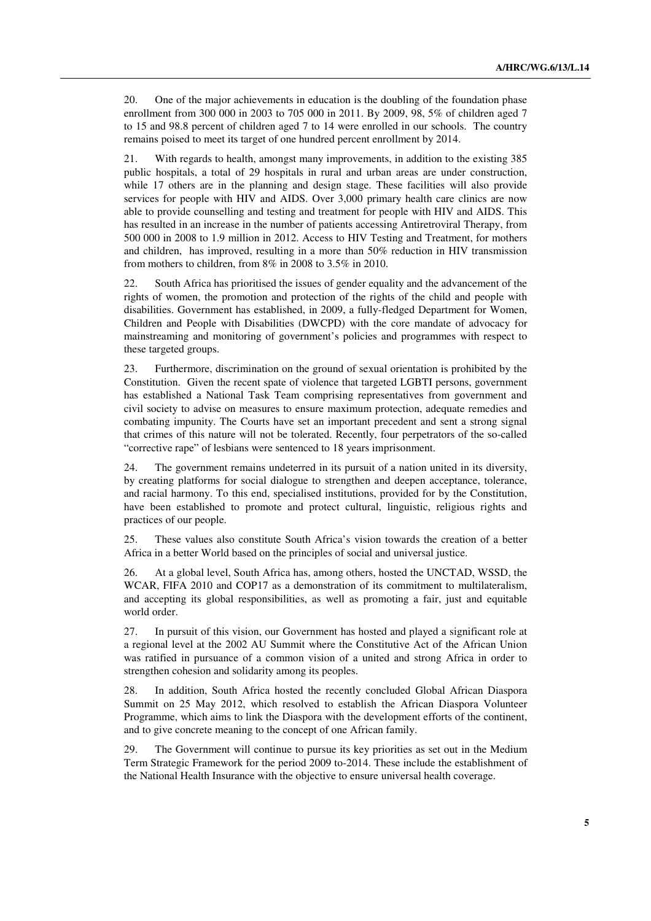20. One of the major achievements in education is the doubling of the foundation phase enrollment from 300 000 in 2003 to 705 000 in 2011. By 2009, 98, 5% of children aged 7 to 15 and 98.8 percent of children aged 7 to 14 were enrolled in our schools. The country remains poised to meet its target of one hundred percent enrollment by 2014.

21. With regards to health, amongst many improvements, in addition to the existing 385 public hospitals, a total of 29 hospitals in rural and urban areas are under construction, while 17 others are in the planning and design stage. These facilities will also provide services for people with HIV and AIDS. Over 3,000 primary health care clinics are now able to provide counselling and testing and treatment for people with HIV and AIDS. This has resulted in an increase in the number of patients accessing Antiretroviral Therapy, from 500 000 in 2008 to 1.9 million in 2012. Access to HIV Testing and Treatment, for mothers and children, has improved, resulting in a more than 50% reduction in HIV transmission from mothers to children, from 8% in 2008 to 3.5% in 2010.

22. South Africa has prioritised the issues of gender equality and the advancement of the rights of women, the promotion and protection of the rights of the child and people with disabilities. Government has established, in 2009, a fully-fledged Department for Women, Children and People with Disabilities (DWCPD) with the core mandate of advocacy for mainstreaming and monitoring of government's policies and programmes with respect to these targeted groups.

23. Furthermore, discrimination on the ground of sexual orientation is prohibited by the Constitution. Given the recent spate of violence that targeted LGBTI persons, government has established a National Task Team comprising representatives from government and civil society to advise on measures to ensure maximum protection, adequate remedies and combating impunity. The Courts have set an important precedent and sent a strong signal that crimes of this nature will not be tolerated. Recently, four perpetrators of the so-called "corrective rape" of lesbians were sentenced to 18 years imprisonment.

24. The government remains undeterred in its pursuit of a nation united in its diversity, by creating platforms for social dialogue to strengthen and deepen acceptance, tolerance, and racial harmony. To this end, specialised institutions, provided for by the Constitution, have been established to promote and protect cultural, linguistic, religious rights and practices of our people.

25. These values also constitute South Africa's vision towards the creation of a better Africa in a better World based on the principles of social and universal justice.

26. At a global level, South Africa has, among others, hosted the UNCTAD, WSSD, the WCAR, FIFA 2010 and COP17 as a demonstration of its commitment to multilateralism, and accepting its global responsibilities, as well as promoting a fair, just and equitable world order.

27. In pursuit of this vision, our Government has hosted and played a significant role at a regional level at the 2002 AU Summit where the Constitutive Act of the African Union was ratified in pursuance of a common vision of a united and strong Africa in order to strengthen cohesion and solidarity among its peoples.

28. In addition, South Africa hosted the recently concluded Global African Diaspora Summit on 25 May 2012, which resolved to establish the African Diaspora Volunteer Programme, which aims to link the Diaspora with the development efforts of the continent, and to give concrete meaning to the concept of one African family.

29. The Government will continue to pursue its key priorities as set out in the Medium Term Strategic Framework for the period 2009 to-2014. These include the establishment of the National Health Insurance with the objective to ensure universal health coverage.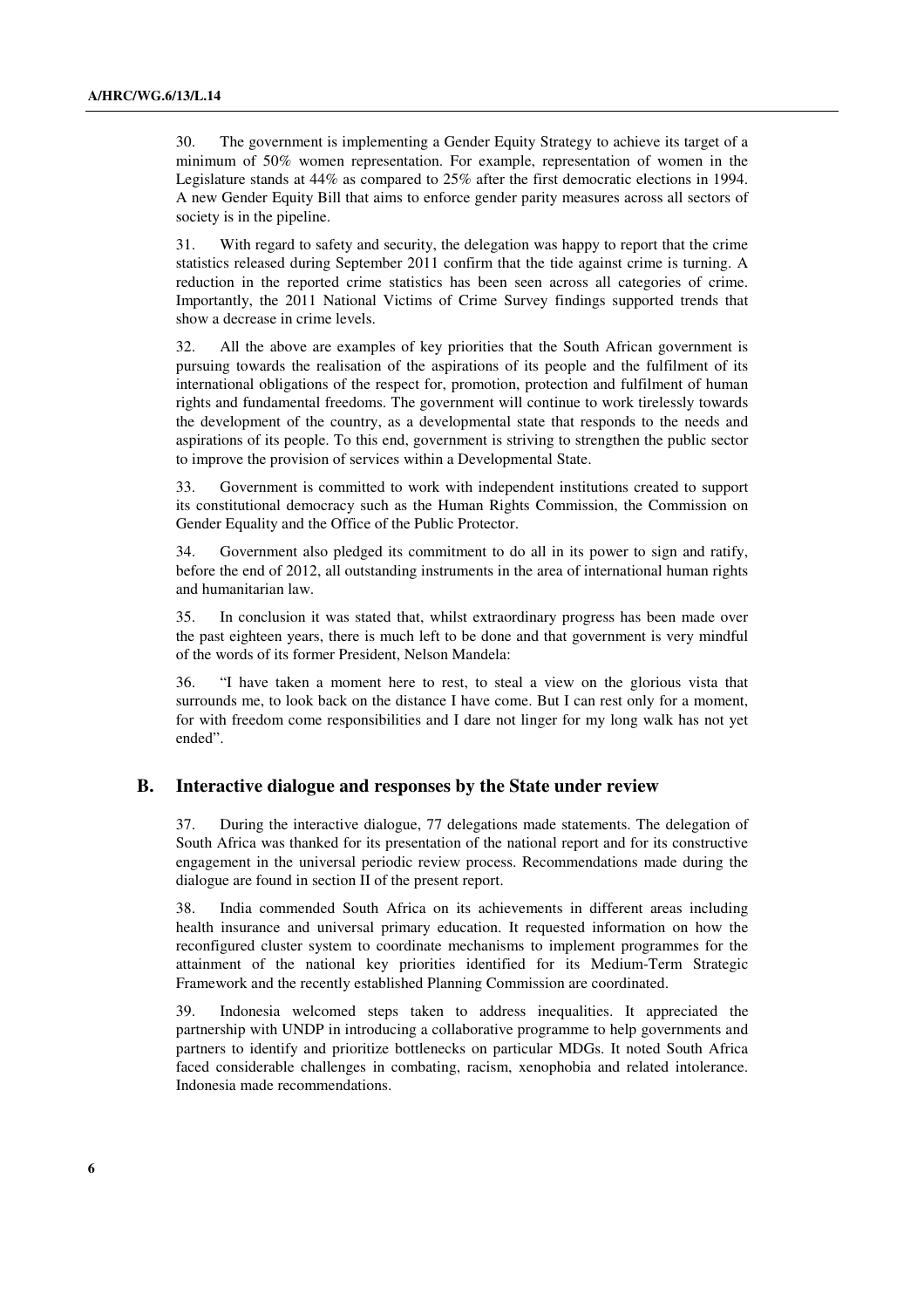30. The government is implementing a Gender Equity Strategy to achieve its target of a minimum of 50% women representation. For example, representation of women in the Legislature stands at 44% as compared to 25% after the first democratic elections in 1994. A new Gender Equity Bill that aims to enforce gender parity measures across all sectors of society is in the pipeline.

31. With regard to safety and security, the delegation was happy to report that the crime statistics released during September 2011 confirm that the tide against crime is turning. A reduction in the reported crime statistics has been seen across all categories of crime. Importantly, the 2011 National Victims of Crime Survey findings supported trends that show a decrease in crime levels.

32. All the above are examples of key priorities that the South African government is pursuing towards the realisation of the aspirations of its people and the fulfilment of its international obligations of the respect for, promotion, protection and fulfilment of human rights and fundamental freedoms. The government will continue to work tirelessly towards the development of the country, as a developmental state that responds to the needs and aspirations of its people. To this end, government is striving to strengthen the public sector to improve the provision of services within a Developmental State.

33. Government is committed to work with independent institutions created to support its constitutional democracy such as the Human Rights Commission, the Commission on Gender Equality and the Office of the Public Protector.

34. Government also pledged its commitment to do all in its power to sign and ratify, before the end of 2012, all outstanding instruments in the area of international human rights and humanitarian law.

35. In conclusion it was stated that, whilst extraordinary progress has been made over the past eighteen years, there is much left to be done and that government is very mindful of the words of its former President, Nelson Mandela:

36. "I have taken a moment here to rest, to steal a view on the glorious vista that surrounds me, to look back on the distance I have come. But I can rest only for a moment, for with freedom come responsibilities and I dare not linger for my long walk has not yet ended".

## B. Interactive dialogue and responses by the State under review

37. During the interactive dialogue, 77 delegations made statements. The delegation of South Africa was thanked for its presentation of the national report and for its constructive engagement in the universal periodic review process. Recommendations made during the dialogue are found in section II of the present report.

38. India commended South Africa on its achievements in different areas including health insurance and universal primary education. It requested information on how the reconfigured cluster system to coordinate mechanisms to implement programmes for the attainment of the national key priorities identified for its Medium-Term Strategic Framework and the recently established Planning Commission are coordinated.

39. Indonesia welcomed steps taken to address inequalities. It appreciated the partnership with UNDP in introducing a collaborative programme to help governments and partners to identify and prioritize bottlenecks on particular MDGs. It noted South Africa faced considerable challenges in combating, racism, xenophobia and related intolerance. Indonesia made recommendations.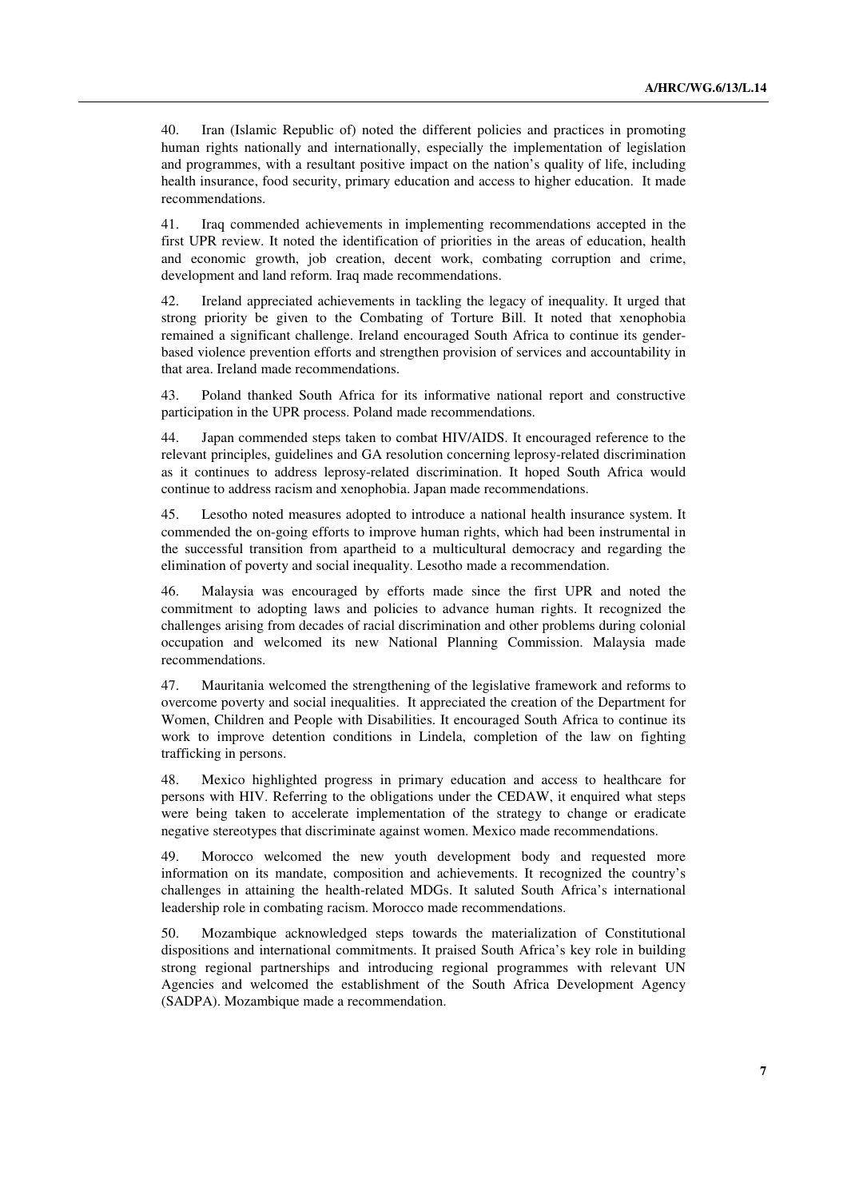40. Iran (Islamic Republic of) noted the different policies and practices in promoting human rights nationally and internationally, especially the implementation of legislation and programmes, with a resultant positive impact on the nation's quality of life, including health insurance, food security, primary education and access to higher education. It made recommendations.

41. Iraq commended achievements in implementing recommendations accepted in the first UPR review. It noted the identification of priorities in the areas of education, health and economic growth, job creation, decent work, combating corruption and crime, development and land reform. Iraq made recommendations.

42. Ireland appreciated achievements in tackling the legacy of inequality. It urged that strong priority be given to the Combating of Torture Bill. It noted that xenophobia remained a significant challenge. Ireland encouraged South Africa to continue its gender-based violence prevention efforts and strengthen provision of services and accountability in that area. Ireland made recommendations.

43. Poland thanked South Africa for its informative national report and constructive participation in the UPR process. Poland made recommendations.

44. Japan commended steps taken to combat HIV/AIDS. It encouraged reference to the relevant principles, guidelines and GA resolution concerning leprosy-related discrimination as it continues to address leprosy-related discrimination. It hoped South Africa would continue to address racism and xenophobia. Japan made recommendations.

45. Lesotho noted measures adopted to introduce a national health insurance system. It commended the on-going efforts to improve human rights, which had been instrumental in the successful transition from apartheid to a multicultural democracy and regarding the elimination of poverty and social inequality. Lesotho made a recommendation.

46. Malaysia was encouraged by efforts made since the first UPR and noted the commitment to adopting laws and policies to advance human rights. It recognized the challenges arising from decades of racial discrimination and other problems during colonial occupation and welcomed its new National Planning Commission. Malaysia made recommendations.

47. Mauritania welcomed the strengthening of the legislative framework and reforms to overcome poverty and social inequalities. It appreciated the creation of the Department for Women, Children and People with Disabilities. It encouraged South Africa to continue its work to improve detention conditions in Lindela, completion of the law on fighting trafficking in persons.

48. Mexico highlighted progress in primary education and access to healthcare for persons with HIV. Referring to the obligations under the CEDAW, it enquired what steps were being taken to accelerate implementation of the strategy to change or eradicate negative stereotypes that discriminate against women. Mexico made recommendations.

49. Morocco welcomed the new youth development body and requested more information on its mandate, composition and achievements. It recognized the country's challenges in attaining the health-related MDGs. It saluted South Africa's international leadership role in combating racism. Morocco made recommendations.

50. Mozambique acknowledged steps towards the materialization of Constitutional dispositions and international commitments. It praised South Africa's key role in building strong regional partnerships and introducing regional programmes with relevant UN Agencies and welcomed the establishment of the South Africa Development Agency (SADPA). Mozambique made a recommendation.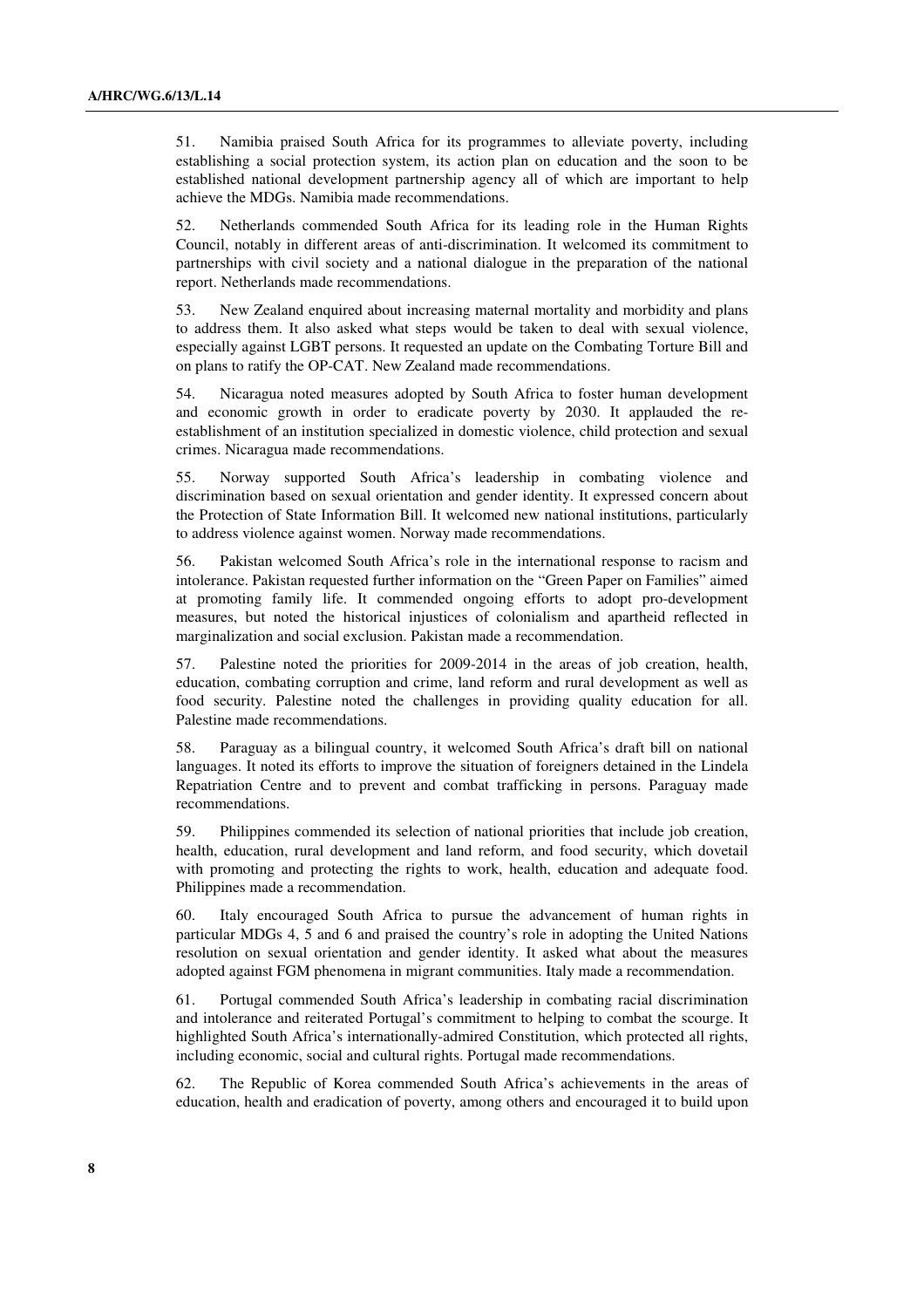51. Namibia praised South Africa for its programmes to alleviate poverty, including establishing a social protection system, its action plan on education and the soon to be established national development partnership agency all of which are important to help achieve the MDGs. Namibia made recommendations.

52. Netherlands commended South Africa for its leading role in the Human Rights Council, notably in different areas of anti-discrimination. It welcomed its commitment to partnerships with civil society and a national dialogue in the preparation of the national report. Netherlands made recommendations.

53. New Zealand enquired about increasing maternal mortality and morbidity and plans to address them. It also asked what steps would be taken to deal with sexual violence, especially against LGBT persons. It requested an update on the Combating Torture Bill and on plans to ratify the OP-CAT. New Zealand made recommendations.

54. Nicaragua noted measures adopted by South Africa to foster human development and economic growth in order to eradicate poverty by 2030. It applauded the re-establishment of an institution specialized in domestic violence, child protection and sexual crimes. Nicaragua made recommendations.

55. Norway supported South Africa's leadership in combating violence and discrimination based on sexual orientation and gender identity. It expressed concern about the Protection of State Information Bill. It welcomed new national institutions, particularly to address violence against women. Norway made recommendations.

56. Pakistan welcomed South Africa's role in the international response to racism and intolerance. Pakistan requested further information on the "Green Paper on Families" aimed at promoting family life. It commended ongoing efforts to adopt pro-development measures, but noted the historical injustices of colonialism and apartheid reflected in marginalization and social exclusion. Pakistan made a recommendation.

57. Palestine noted the priorities for 2009-2014 in the areas of job creation, health, education, combating corruption and crime, land reform and rural development as well as food security. Palestine noted the challenges in providing quality education for all. Palestine made recommendations.

58. Paraguay as a bilingual country, it welcomed South Africa's draft bill on national languages. It noted its efforts to improve the situation of foreigners detained in the Lindela Repatriation Centre and to prevent and combat trafficking in persons. Paraguay made recommendations.

59. Philippines commended its selection of national priorities that include job creation, health, education, rural development and land reform, and food security, which dovetail with promoting and protecting the rights to work, health, education and adequate food. Philippines made a recommendation.

60. Italy encouraged South Africa to pursue the advancement of human rights in particular MDGs 4, 5 and 6 and praised the country's role in adopting the United Nations resolution on sexual orientation and gender identity. It asked what about the measures adopted against FGM phenomena in migrant communities. Italy made a recommendation.

61. Portugal commended South Africa's leadership in combating racial discrimination and intolerance and reiterated Portugal's commitment to helping to combat the scourge. It highlighted South Africa's internationally-admired Constitution, which protected all rights, including economic, social and cultural rights. Portugal made recommendations.

62. The Republic of Korea commended South Africa's achievements in the areas of education, health and eradication of poverty, among others and encouraged it to build upon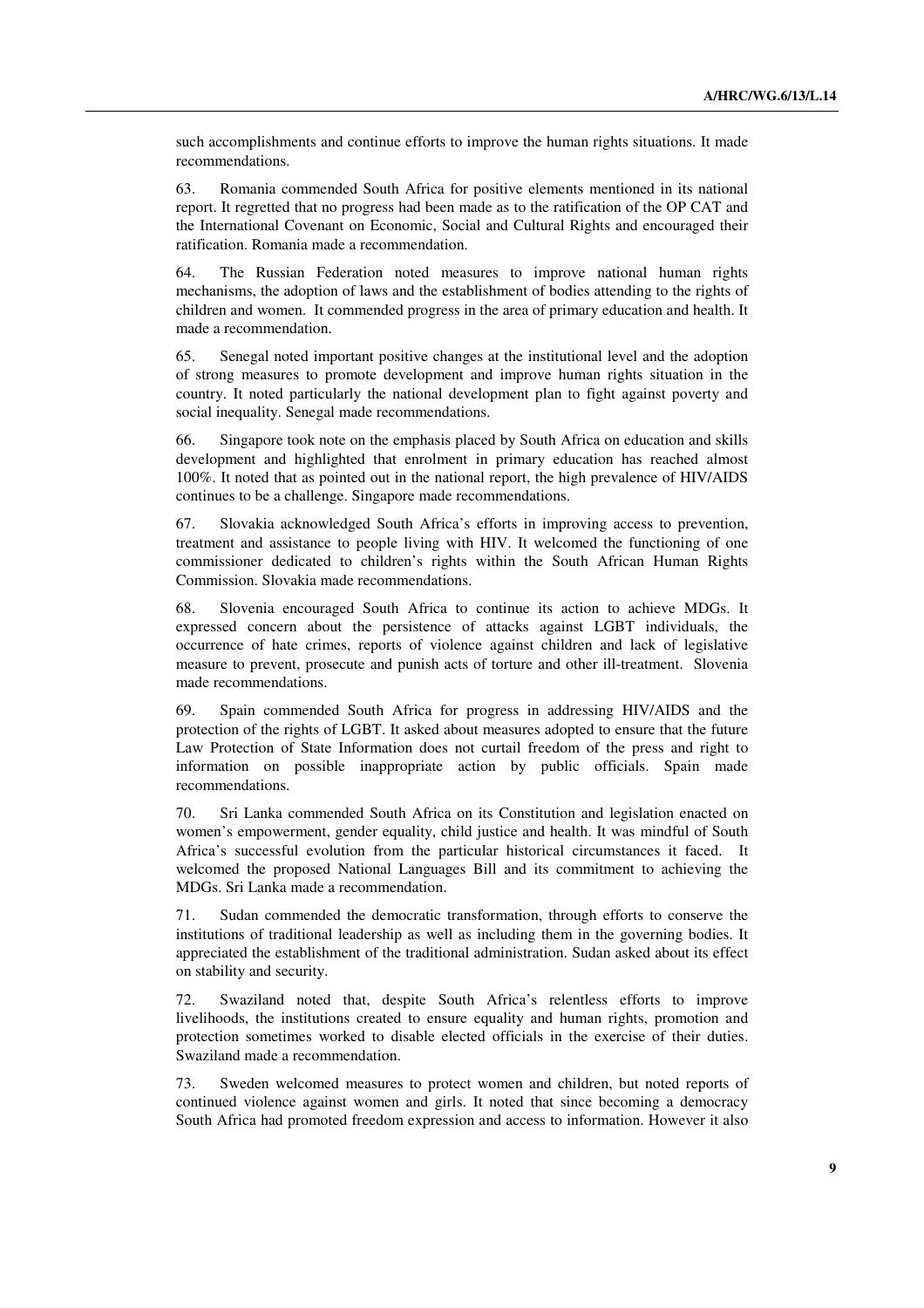such accomplishments and continue efforts to improve the human rights situations. It made recommendations.

63. Romania commended South Africa for positive elements mentioned in its national report. It regretted that no progress had been made as to the ratification of the OP CAT and the International Covenant on Economic, Social and Cultural Rights and encouraged their ratification. Romania made a recommendation.

64. The Russian Federation noted measures to improve national human rights mechanisms, the adoption of laws and the establishment of bodies attending to the rights of children and women. It commended progress in the area of primary education and health. It made a recommendation.

65. Senegal noted important positive changes at the institutional level and the adoption of strong measures to promote development and improve human rights situation in the country. It noted particularly the national development plan to fight against poverty and social inequality. Senegal made recommendations.

66. Singapore took note on the emphasis placed by South Africa on education and skills development and highlighted that enrolment in primary education has reached almost 100%. It noted that as pointed out in the national report, the high prevalence of HIV/AIDS continues to be a challenge. Singapore made recommendations.

67. Slovakia acknowledged South Africa's efforts in improving access to prevention, treatment and assistance to people living with HIV. It welcomed the functioning of one commissioner dedicated to children's rights within the South African Human Rights Commission. Slovakia made recommendations.

68. Slovenia encouraged South Africa to continue its action to achieve MDGs. It expressed concern about the persistence of attacks against LGBT individuals, the occurrence of hate crimes, reports of violence against children and lack of legislative measure to prevent, prosecute and punish acts of torture and other ill-treatment. Slovenia made recommendations.

69. Spain commended South Africa for progress in addressing HIV/AIDS and the protection of the rights of LGBT. It asked about measures adopted to ensure that the future Law Protection of State Information does not curtail freedom of the press and right to information on possible inappropriate action by public officials. Spain made recommendations.

70. Sri Lanka commended South Africa on its Constitution and legislation enacted on women's empowerment, gender equality, child justice and health. It was mindful of South Africa's successful evolution from the particular historical circumstances it faced. It welcomed the proposed National Languages Bill and its commitment to achieving the MDGs. Sri Lanka made a recommendation.

71. Sudan commended the democratic transformation, through efforts to conserve the institutions of traditional leadership as well as including them in the governing bodies. It appreciated the establishment of the traditional administration. Sudan asked about its effect on stability and security.

72. Swaziland noted that, despite South Africa's relentless efforts to improve livelihoods, the institutions created to ensure equality and human rights, promotion and protection sometimes worked to disable elected officials in the exercise of their duties. Swaziland made a recommendation.

73. Sweden welcomed measures to protect women and children, but noted reports of continued violence against women and girls. It noted that since becoming a democracy South Africa had promoted freedom expression and access to information. However it also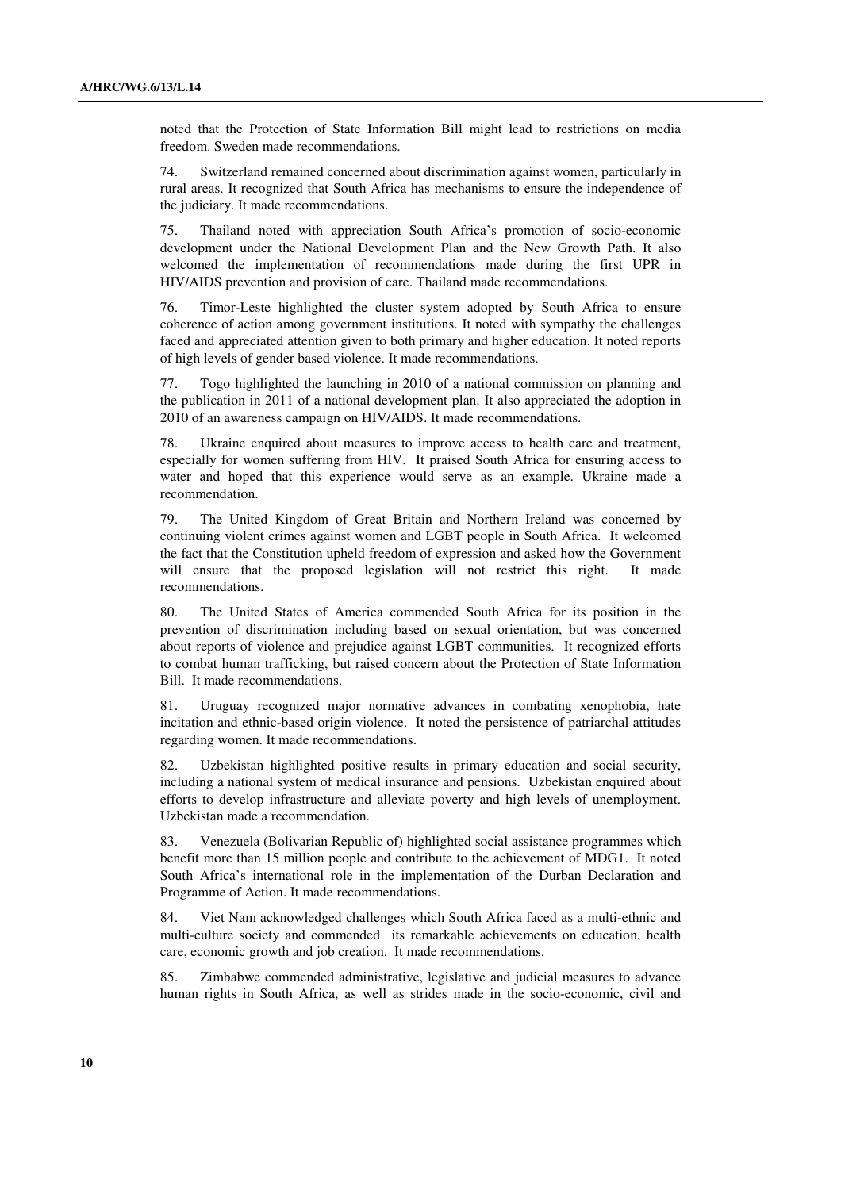noted that the Protection of State Information Bill might lead to restrictions on media freedom. Sweden made recommendations.

74. Switzerland remained concerned about discrimination against women, particularly in rural areas. It recognized that South Africa has mechanisms to ensure the independence of the judiciary. It made recommendations.

75. Thailand noted with appreciation South Africa's promotion of socio-economic development under the National Development Plan and the New Growth Path. It also welcomed the implementation of recommendations made during the first UPR in HIV/AIDS prevention and provision of care. Thailand made recommendations.

76. Timor-Leste highlighted the cluster system adopted by South Africa to ensure coherence of action among government institutions. It noted with sympathy the challenges faced and appreciated attention given to both primary and higher education. It noted reports of high levels of gender based violence. It made recommendations.

77. Togo highlighted the launching in 2010 of a national commission on planning and the publication in 2011 of a national development plan. It also appreciated the adoption in 2010 of an awareness campaign on HIV/AIDS. It made recommendations.

78. Ukraine enquired about measures to improve access to health care and treatment, especially for women suffering from HIV. It praised South Africa for ensuring access to water and hoped that this experience would serve as an example. Ukraine made a recommendation.

79. The United Kingdom of Great Britain and Northern Ireland was concerned by continuing violent crimes against women and LGBT people in South Africa. It welcomed the fact that the Constitution upheld freedom of expression and asked how the Government will ensure that the proposed legislation will not restrict this right. It made recommendations.

80. The United States of America commended South Africa for its position in the prevention of discrimination including based on sexual orientation, but was concerned about reports of violence and prejudice against LGBT communities. It recognized efforts to combat human trafficking, but raised concern about the Protection of State Information Bill. It made recommendations.

81. Uruguay recognized major normative advances in combating xenophobia, hate incitation and ethnic-based origin violence. It noted the persistence of patriarchal attitudes regarding women. It made recommendations.

82. Uzbekistan highlighted positive results in primary education and social security, including a national system of medical insurance and pensions. Uzbekistan enquired about efforts to develop infrastructure and alleviate poverty and high levels of unemployment. Uzbekistan made a recommendation.

83. Venezuela (Bolivarian Republic of) highlighted social assistance programmes which benefit more than 15 million people and contribute to the achievement of MDG1. It noted South Africa's international role in the implementation of the Durban Declaration and Programme of Action. It made recommendations.

84. Viet Nam acknowledged challenges which South Africa faced as a multi-ethnic and multi-culture society and commended its remarkable achievements on education, health care, economic growth and job creation. It made recommendations.

85. Zimbabwe commended administrative, legislative and judicial measures to advance human rights in South Africa, as well as strides made in the socio-economic, civil and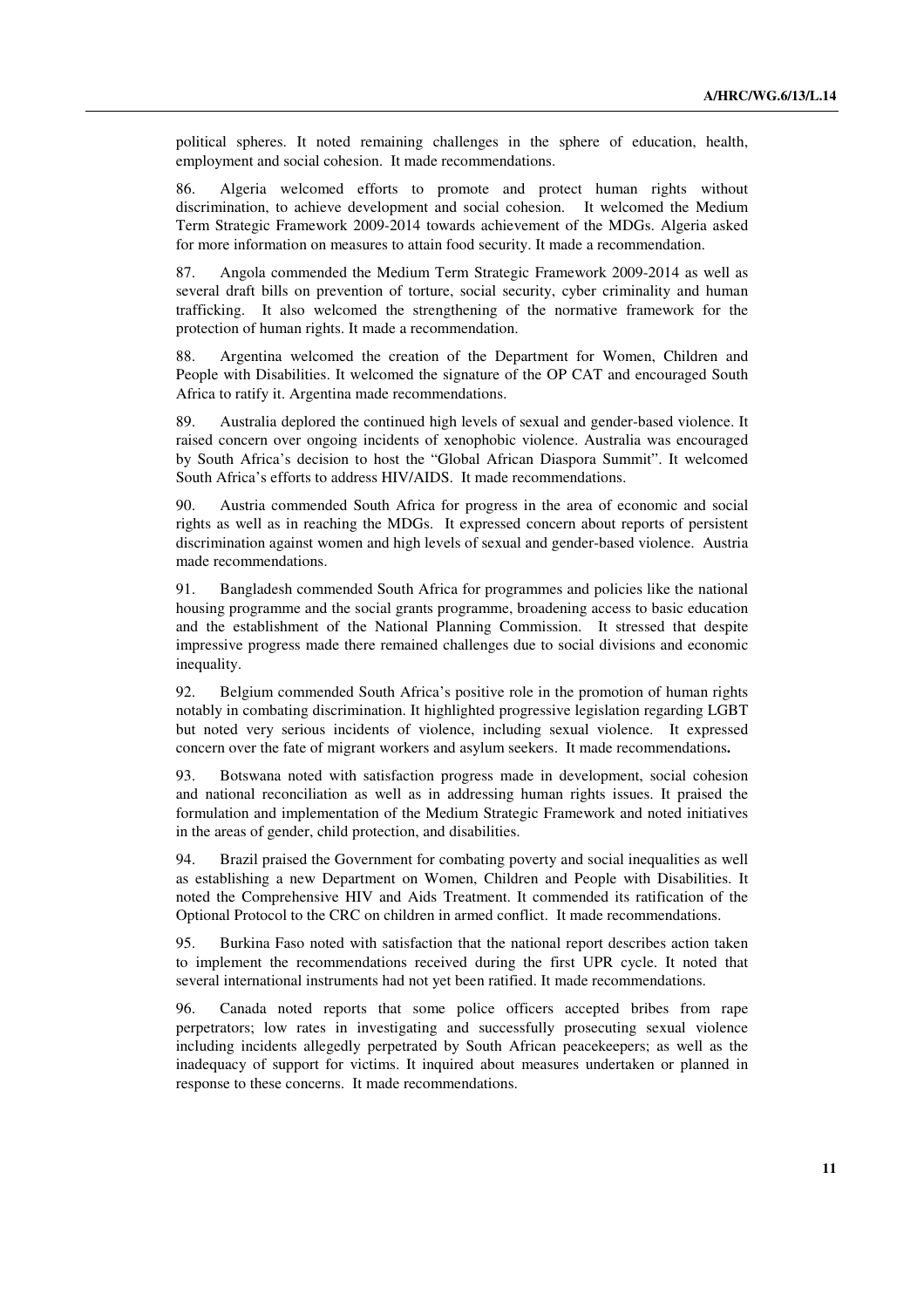political spheres. It noted remaining challenges in the sphere of education, health, employment and social cohesion. It made recommendations.

86. Algeria welcomed efforts to promote and protect human rights without discrimination, to achieve development and social cohesion. It welcomed the Medium Term Strategic Framework 2009-2014 towards achievement of the MDGs. Algeria asked for more information on measures to attain food security. It made a recommendation.

87. Angola commended the Medium Term Strategic Framework 2009-2014 as well as several draft bills on prevention of torture, social security, cyber criminality and human trafficking. It also welcomed the strengthening of the normative framework for the protection of human rights. It made a recommendation.

88. Argentina welcomed the creation of the Department for Women, Children and People with Disabilities. It welcomed the signature of the OP CAT and encouraged South Africa to ratify it. Argentina made recommendations.

89. Australia deplored the continued high levels of sexual and gender-based violence. It raised concern over ongoing incidents of xenophobic violence. Australia was encouraged by South Africa's decision to host the "Global African Diaspora Summit". It welcomed South Africa's efforts to address HIV/AIDS. It made recommendations.

90. Austria commended South Africa for progress in the area of economic and social rights as well as in reaching the MDGs. It expressed concern about reports of persistent discrimination against women and high levels of sexual and gender-based violence. Austria made recommendations.

91. Bangladesh commended South Africa for programmes and policies like the national housing programme and the social grants programme, broadening access to basic education and the establishment of the National Planning Commission. It stressed that despite impressive progress made there remained challenges due to social divisions and economic inequality.

92. Belgium commended South Africa's positive role in the promotion of human rights notably in combating discrimination. It highlighted progressive legislation regarding LGBT but noted very serious incidents of violence, including sexual violence. It expressed concern over the fate of migrant workers and asylum seekers. It made recommendations**.**

93. Botswana noted with satisfaction progress made in development, social cohesion and national reconciliation as well as in addressing human rights issues. It praised the formulation and implementation of the Medium Strategic Framework and noted initiatives in the areas of gender, child protection, and disabilities.

94. Brazil praised the Government for combating poverty and social inequalities as well as establishing a new Department on Women, Children and People with Disabilities. It noted the Comprehensive HIV and Aids Treatment. It commended its ratification of the Optional Protocol to the CRC on children in armed conflict. It made recommendations.

95. Burkina Faso noted with satisfaction that the national report describes action taken to implement the recommendations received during the first UPR cycle. It noted that several international instruments had not yet been ratified. It made recommendations.

96. Canada noted reports that some police officers accepted bribes from rape perpetrators; low rates in investigating and successfully prosecuting sexual violence including incidents allegedly perpetrated by South African peacekeepers; as well as the inadequacy of support for victims. It inquired about measures undertaken or planned in response to these concerns. It made recommendations.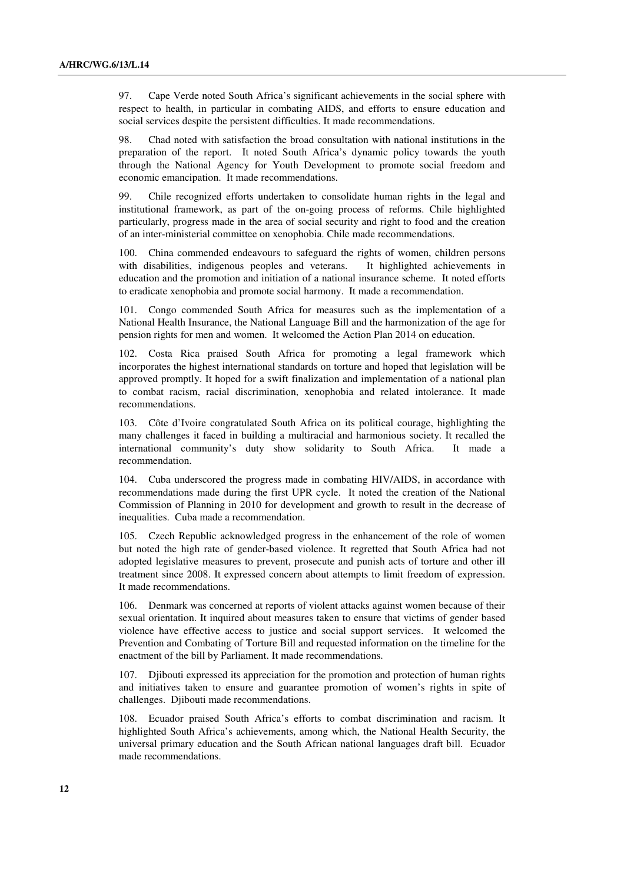97. Cape Verde noted South Africa's significant achievements in the social sphere with respect to health, in particular in combating AIDS, and efforts to ensure education and social services despite the persistent difficulties. It made recommendations.

98. Chad noted with satisfaction the broad consultation with national institutions in the preparation of the report. It noted South Africa's dynamic policy towards the youth through the National Agency for Youth Development to promote social freedom and economic emancipation. It made recommendations.

99. Chile recognized efforts undertaken to consolidate human rights in the legal and institutional framework, as part of the on-going process of reforms. Chile highlighted particularly, progress made in the area of social security and right to food and the creation of an inter-ministerial committee on xenophobia. Chile made recommendations.

100. China commended endeavours to safeguard the rights of women, children persons with disabilities, indigenous peoples and veterans. It highlighted achievements in education and the promotion and initiation of a national insurance scheme. It noted efforts to eradicate xenophobia and promote social harmony. It made a recommendation.

101. Congo commended South Africa for measures such as the implementation of a National Health Insurance, the National Language Bill and the harmonization of the age for pension rights for men and women. It welcomed the Action Plan 2014 on education.

102. Costa Rica praised South Africa for promoting a legal framework which incorporates the highest international standards on torture and hoped that legislation will be approved promptly. It hoped for a swift finalization and implementation of a national plan to combat racism, racial discrimination, xenophobia and related intolerance. It made recommendations.

103. Côte d'Ivoire congratulated South Africa on its political courage, highlighting the many challenges it faced in building a multiracial and harmonious society. It recalled the international community's duty show solidarity to South Africa. It made a recommendation.

104. Cuba underscored the progress made in combating HIV/AIDS, in accordance with recommendations made during the first UPR cycle. It noted the creation of the National Commission of Planning in 2010 for development and growth to result in the decrease of inequalities. Cuba made a recommendation.

105. Czech Republic acknowledged progress in the enhancement of the role of women but noted the high rate of gender-based violence. It regretted that South Africa had not adopted legislative measures to prevent, prosecute and punish acts of torture and other ill treatment since 2008. It expressed concern about attempts to limit freedom of expression. It made recommendations.

106. Denmark was concerned at reports of violent attacks against women because of their sexual orientation. It inquired about measures taken to ensure that victims of gender based violence have effective access to justice and social support services. It welcomed the Prevention and Combating of Torture Bill and requested information on the timeline for the enactment of the bill by Parliament. It made recommendations.

107. Djibouti expressed its appreciation for the promotion and protection of human rights and initiatives taken to ensure and guarantee promotion of women's rights in spite of challenges. Djibouti made recommendations.

108. Ecuador praised South Africa's efforts to combat discrimination and racism. It highlighted South Africa's achievements, among which, the National Health Security, the universal primary education and the South African national languages draft bill. Ecuador made recommendations.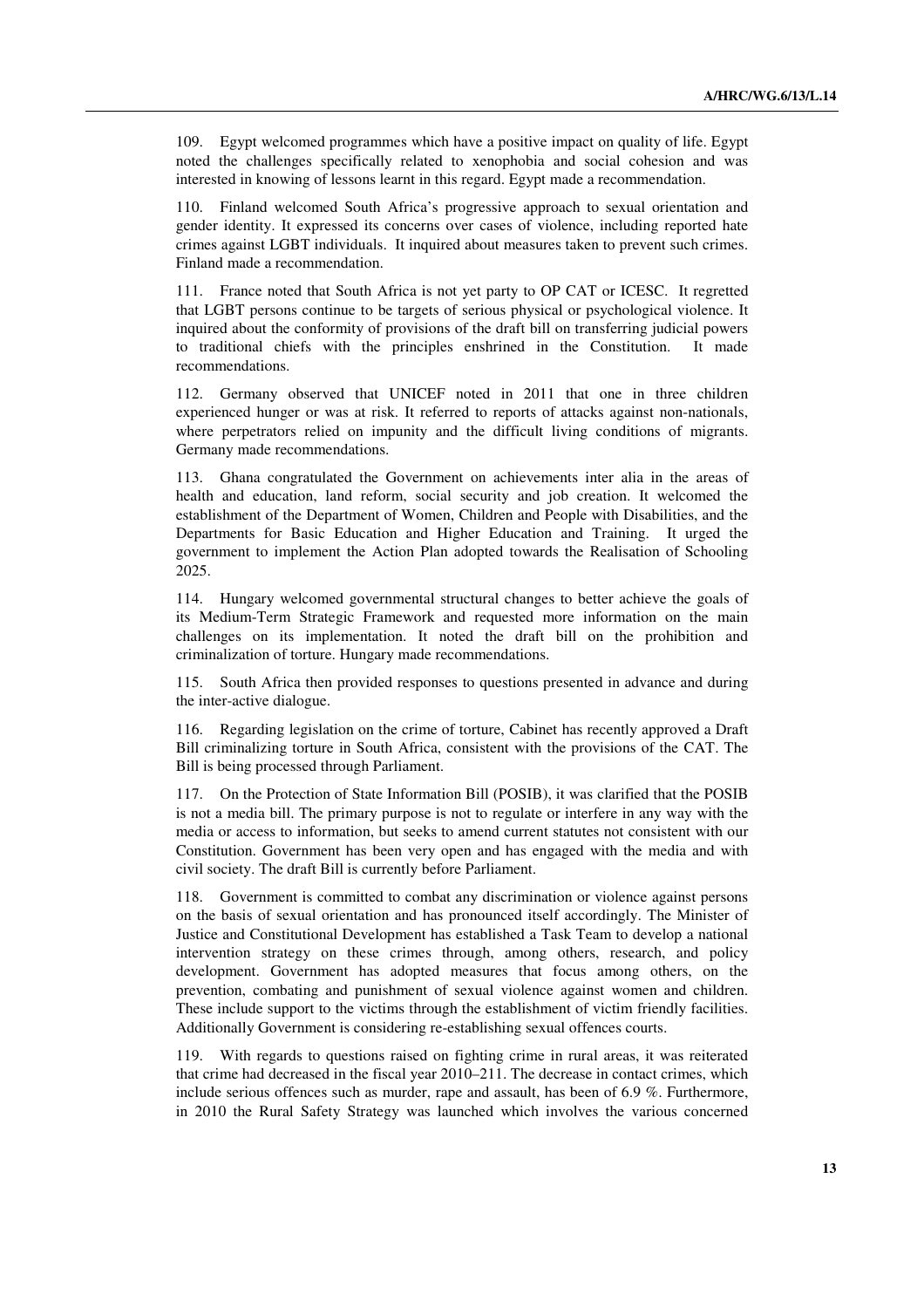109. Egypt welcomed programmes which have a positive impact on quality of life. Egypt noted the challenges specifically related to xenophobia and social cohesion and was interested in knowing of lessons learnt in this regard. Egypt made a recommendation.

110. Finland welcomed South Africa's progressive approach to sexual orientation and gender identity. It expressed its concerns over cases of violence, including reported hate crimes against LGBT individuals. It inquired about measures taken to prevent such crimes. Finland made a recommendation.

111. France noted that South Africa is not yet party to OP CAT or ICESC. It regretted that LGBT persons continue to be targets of serious physical or psychological violence. It inquired about the conformity of provisions of the draft bill on transferring judicial powers to traditional chiefs with the principles enshrined in the Constitution. It made recommendations.

112. Germany observed that UNICEF noted in 2011 that one in three children experienced hunger or was at risk. It referred to reports of attacks against non-nationals, where perpetrators relied on impunity and the difficult living conditions of migrants. Germany made recommendations.

113. Ghana congratulated the Government on achievements inter alia in the areas of health and education, land reform, social security and job creation. It welcomed the establishment of the Department of Women, Children and People with Disabilities, and the Departments for Basic Education and Higher Education and Training. It urged the government to implement the Action Plan adopted towards the Realisation of Schooling 2025.

114. Hungary welcomed governmental structural changes to better achieve the goals of its Medium-Term Strategic Framework and requested more information on the main challenges on its implementation. It noted the draft bill on the prohibition and criminalization of torture. Hungary made recommendations.

115. South Africa then provided responses to questions presented in advance and during the inter-active dialogue.

116. Regarding legislation on the crime of torture, Cabinet has recently approved a Draft Bill criminalizing torture in South Africa, consistent with the provisions of the CAT. The Bill is being processed through Parliament.

117. On the Protection of State Information Bill (POSIB), it was clarified that the POSIB is not a media bill. The primary purpose is not to regulate or interfere in any way with the media or access to information, but seeks to amend current statutes not consistent with our Constitution. Government has been very open and has engaged with the media and with civil society. The draft Bill is currently before Parliament.

118. Government is committed to combat any discrimination or violence against persons on the basis of sexual orientation and has pronounced itself accordingly. The Minister of Justice and Constitutional Development has established a Task Team to develop a national intervention strategy on these crimes through, among others, research, and policy development. Government has adopted measures that focus among others, on the prevention, combating and punishment of sexual violence against women and children. These include support to the victims through the establishment of victim friendly facilities. Additionally Government is considering re-establishing sexual offences courts.

119. With regards to questions raised on fighting crime in rural areas, it was reiterated that crime had decreased in the fiscal year 2010–211. The decrease in contact crimes, which include serious offences such as murder, rape and assault, has been of 6.9 %. Furthermore, in 2010 the Rural Safety Strategy was launched which involves the various concerned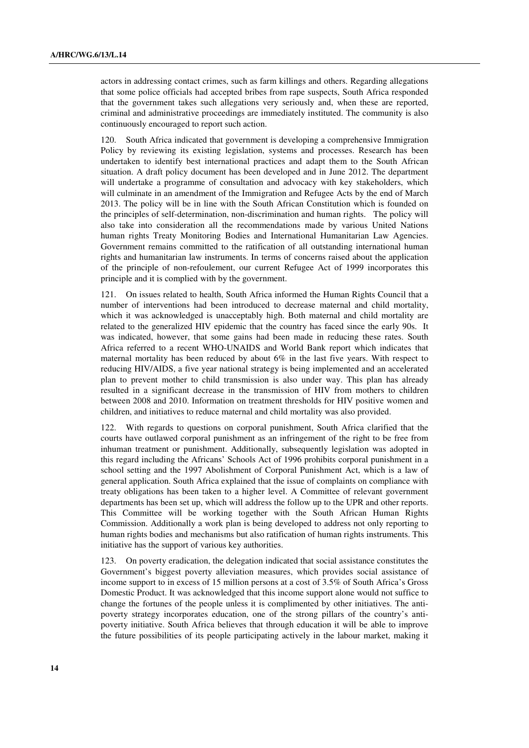actors in addressing contact crimes, such as farm killings and others. Regarding allegations that some police officials had accepted bribes from rape suspects, South Africa responded that the government takes such allegations very seriously and, when these are reported, criminal and administrative proceedings are immediately instituted. The community is also continuously encouraged to report such action.

120. South Africa indicated that government is developing a comprehensive Immigration Policy by reviewing its existing legislation, systems and processes. Research has been undertaken to identify best international practices and adapt them to the South African situation. A draft policy document has been developed and in June 2012. The department will undertake a programme of consultation and advocacy with key stakeholders, which will culminate in an amendment of the Immigration and Refugee Acts by the end of March 2013. The policy will be in line with the South African Constitution which is founded on the principles of self-determination, non-discrimination and human rights. The policy will also take into consideration all the recommendations made by various United Nations human rights Treaty Monitoring Bodies and International Humanitarian Law Agencies. Government remains committed to the ratification of all outstanding international human rights and humanitarian law instruments. In terms of concerns raised about the application of the principle of non-refoulement, our current Refugee Act of 1999 incorporates this principle and it is complied with by the government.

121. On issues related to health, South Africa informed the Human Rights Council that a number of interventions had been introduced to decrease maternal and child mortality, which it was acknowledged is unacceptably high. Both maternal and child mortality are related to the generalized HIV epidemic that the country has faced since the early 90s. It was indicated, however, that some gains had been made in reducing these rates. South Africa referred to a recent WHO-UNAIDS and World Bank report which indicates that maternal mortality has been reduced by about 6% in the last five years. With respect to reducing HIV/AIDS, a five year national strategy is being implemented and an accelerated plan to prevent mother to child transmission is also under way. This plan has already resulted in a significant decrease in the transmission of HIV from mothers to children between 2008 and 2010. Information on treatment thresholds for HIV positive women and children, and initiatives to reduce maternal and child mortality was also provided.

122. With regards to questions on corporal punishment, South Africa clarified that the courts have outlawed corporal punishment as an infringement of the right to be free from inhuman treatment or punishment. Additionally, subsequently legislation was adopted in this regard including the Africans' Schools Act of 1996 prohibits corporal punishment in a school setting and the 1997 Abolishment of Corporal Punishment Act, which is a law of general application. South Africa explained that the issue of complaints on compliance with treaty obligations has been taken to a higher level. A Committee of relevant government departments has been set up, which will address the follow up to the UPR and other reports. This Committee will be working together with the South African Human Rights Commission. Additionally a work plan is being developed to address not only reporting to human rights bodies and mechanisms but also ratification of human rights instruments. This initiative has the support of various key authorities.

123. On poverty eradication, the delegation indicated that social assistance constitutes the Government's biggest poverty alleviation measures, which provides social assistance of income support to in excess of 15 million persons at a cost of 3.5% of South Africa's Gross Domestic Product. It was acknowledged that this income support alone would not suffice to change the fortunes of the people unless it is complimented by other initiatives. The anti-poverty strategy incorporates education, one of the strong pillars of the country's anti-poverty initiative. South Africa believes that through education it will be able to improve the future possibilities of its people participating actively in the labour market, making it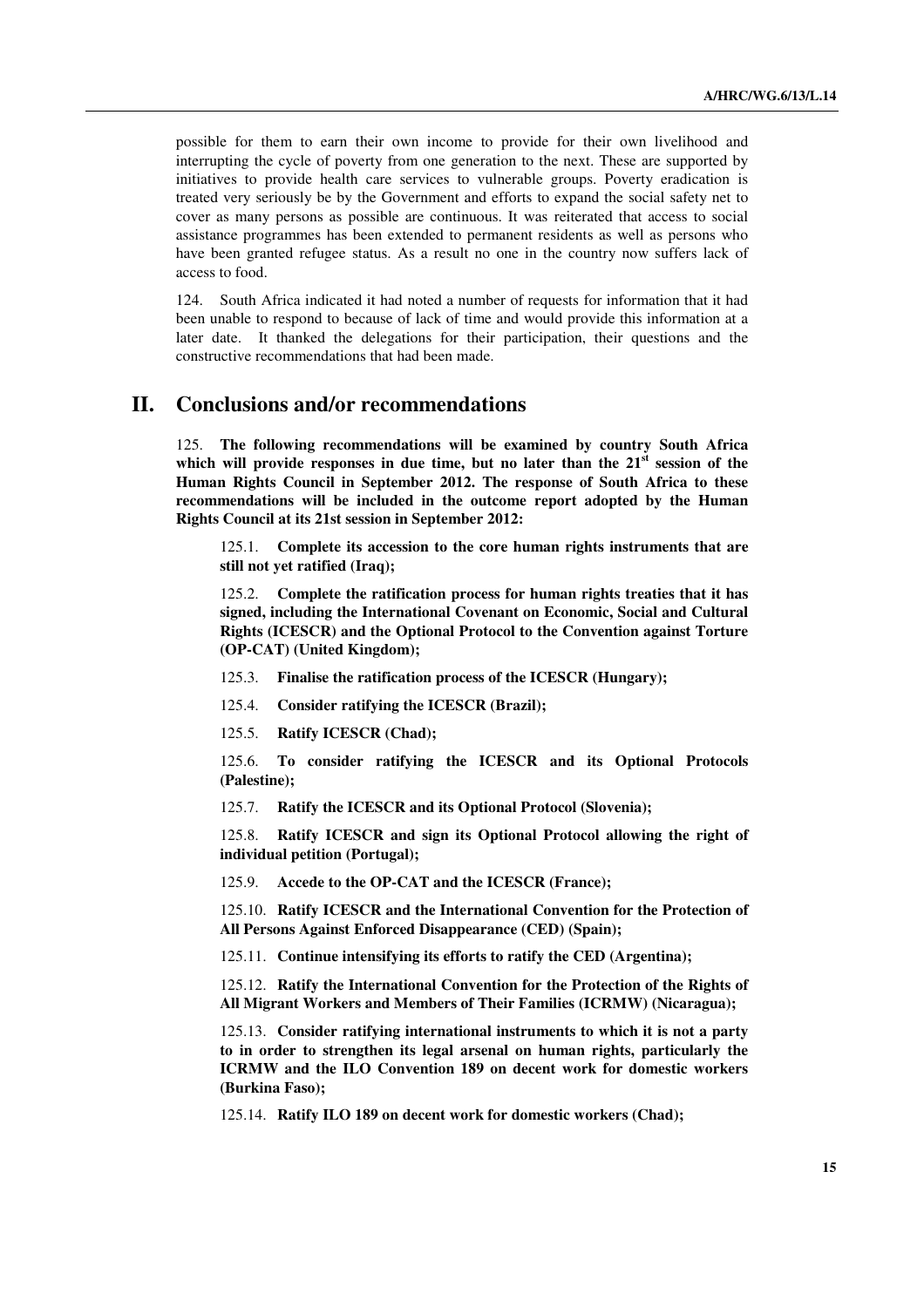possible for them to earn their own income to provide for their own livelihood and interrupting the cycle of poverty from one generation to the next. These are supported by initiatives to provide health care services to vulnerable groups. Poverty eradication is treated very seriously be by the Government and efforts to expand the social safety net to cover as many persons as possible are continuous. It was reiterated that access to social assistance programmes has been extended to permanent residents as well as persons who have been granted refugee status. As a result no one in the country now suffers lack of access to food.

124. South Africa indicated it had noted a number of requests for information that it had been unable to respond to because of lack of time and would provide this information at a later date. It thanked the delegations for their participation, their questions and the constructive recommendations that had been made.

# II. Conclusions and/or recommendations

125. **The following recommendations will be examined by country South Africa which will provide responses in due time, but no later than the 21st session of the Human Rights Council in September 2012. The response of South Africa to these recommendations will be included in the outcome report adopted by the Human Rights Council at its 21st session in September 2012:**

125.1. **Complete its accession to the core human rights instruments that are still not yet ratified (Iraq);**

125.2. **Complete the ratification process for human rights treaties that it has signed, including the International Covenant on Economic, Social and Cultural Rights (ICESCR) and the Optional Protocol to the Convention against Torture (OP-CAT) (United Kingdom);**

125.3. **Finalise the ratification process of the ICESCR (Hungary);**

125.4. **Consider ratifying the ICESCR (Brazil);**

125.5. **Ratify ICESCR (Chad);**

125.6. **To consider ratifying the ICESCR and its Optional Protocols (Palestine);**

125.7. **Ratify the ICESCR and its Optional Protocol (Slovenia);**

125.8. **Ratify ICESCR and sign its Optional Protocol allowing the right of individual petition (Portugal);**

125.9. **Accede to the OP-CAT and the ICESCR (France);**

125.10. **Ratify ICESCR and the International Convention for the Protection of All Persons Against Enforced Disappearance (CED) (Spain);**

125.11. **Continue intensifying its efforts to ratify the CED (Argentina);**

125.12. **Ratify the International Convention for the Protection of the Rights of All Migrant Workers and Members of Their Families (ICRMW) (Nicaragua);**

125.13. **Consider ratifying international instruments to which it is not a party to in order to strengthen its legal arsenal on human rights, particularly the ICRMW and the ILO Convention 189 on decent work for domestic workers (Burkina Faso);**

125.14. **Ratify ILO 189 on decent work for domestic workers (Chad);**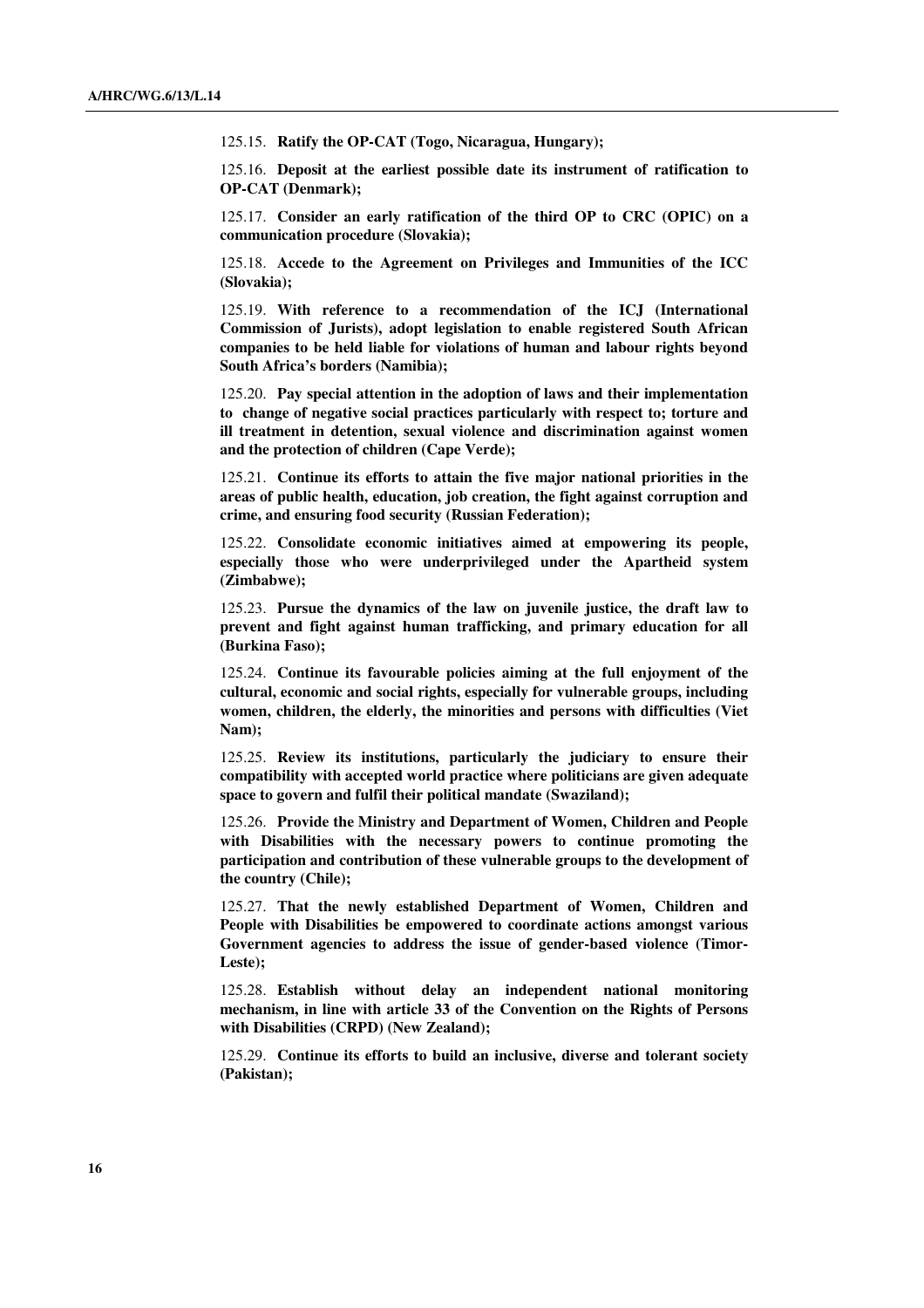125.15. **Ratify the OP-CAT (Togo, Nicaragua, Hungary);**

125.16. **Deposit at the earliest possible date its instrument of ratification to OP-CAT (Denmark);**

125.17. **Consider an early ratification of the third OP to CRC (OPIC) on a communication procedure (Slovakia);**

125.18. **Accede to the Agreement on Privileges and Immunities of the ICC (Slovakia);**

125.19. **With reference to a recommendation of the ICJ (International Commission of Jurists), adopt legislation to enable registered South African companies to be held liable for violations of human and labour rights beyond South Africa's borders (Namibia);**

125.20. **Pay special attention in the adoption of laws and their implementation to change of negative social practices particularly with respect to; torture and ill treatment in detention, sexual violence and discrimination against women and the protection of children (Cape Verde);**

125.21. **Continue its efforts to attain the five major national priorities in the areas of public health, education, job creation, the fight against corruption and crime, and ensuring food security (Russian Federation);**

125.22. **Consolidate economic initiatives aimed at empowering its people, especially those who were underprivileged under the Apartheid system (Zimbabwe);**

125.23. **Pursue the dynamics of the law on juvenile justice, the draft law to prevent and fight against human trafficking, and primary education for all (Burkina Faso);**

125.24. **Continue its favourable policies aiming at the full enjoyment of the cultural, economic and social rights, especially for vulnerable groups, including women, children, the elderly, the minorities and persons with difficulties (Viet Nam);**

125.25. **Review its institutions, particularly the judiciary to ensure their compatibility with accepted world practice where politicians are given adequate space to govern and fulfil their political mandate (Swaziland);**

125.26. **Provide the Ministry and Department of Women, Children and People with Disabilities with the necessary powers to continue promoting the participation and contribution of these vulnerable groups to the development of the country (Chile);**

125.27. **That the newly established Department of Women, Children and People with Disabilities be empowered to coordinate actions amongst various Government agencies to address the issue of gender-based violence (Timor-Leste);**

125.28. **Establish without delay an independent national monitoring mechanism, in line with article 33 of the Convention on the Rights of Persons with Disabilities (CRPD) (New Zealand);**

125.29. **Continue its efforts to build an inclusive, diverse and tolerant society (Pakistan);**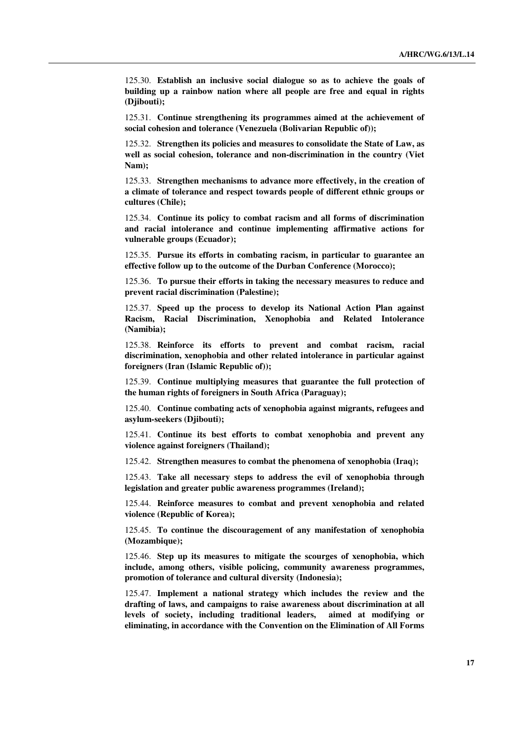125.30. **Establish an inclusive social dialogue so as to achieve the goals of building up a rainbow nation where all people are free and equal in rights (Djibouti);**

125.31. **Continue strengthening its programmes aimed at the achievement of social cohesion and tolerance (Venezuela (Bolivarian Republic of));**

125.32. **Strengthen its policies and measures to consolidate the State of Law, as well as social cohesion, tolerance and non-discrimination in the country (Viet Nam);**

125.33. **Strengthen mechanisms to advance more effectively, in the creation of a climate of tolerance and respect towards people of different ethnic groups or cultures (Chile);**

125.34. **Continue its policy to combat racism and all forms of discrimination and racial intolerance and continue implementing affirmative actions for vulnerable groups (Ecuador);**

125.35. **Pursue its efforts in combating racism, in particular to guarantee an effective follow up to the outcome of the Durban Conference (Morocco);**

125.36. **To pursue their efforts in taking the necessary measures to reduce and prevent racial discrimination (Palestine);**

125.37. **Speed up the process to develop its National Action Plan against Racism, Racial Discrimination, Xenophobia and Related Intolerance (Namibia);**

125.38. **Reinforce its efforts to prevent and combat racism, racial discrimination, xenophobia and other related intolerance in particular against foreigners (Iran (Islamic Republic of));**

125.39. **Continue multiplying measures that guarantee the full protection of the human rights of foreigners in South Africa (Paraguay);**

125.40. **Continue combating acts of xenophobia against migrants, refugees and asylum-seekers (Djibouti);**

125.41. **Continue its best efforts to combat xenophobia and prevent any violence against foreigners (Thailand);**

125.42. **Strengthen measures to combat the phenomena of xenophobia (Iraq);**

125.43. **Take all necessary steps to address the evil of xenophobia through legislation and greater public awareness programmes (Ireland);**

125.44. **Reinforce measures to combat and prevent xenophobia and related violence (Republic of Korea);**

125.45. **To continue the discouragement of any manifestation of xenophobia (Mozambique);**

125.46. **Step up its measures to mitigate the scourges of xenophobia, which include, among others, visible policing, community awareness programmes, promotion of tolerance and cultural diversity (Indonesia);**

125.47. **Implement a national strategy which includes the review and the drafting of laws, and campaigns to raise awareness about discrimination at all levels of society, including traditional leaders, aimed at modifying or eliminating, in accordance with the Convention on the Elimination of All Forms**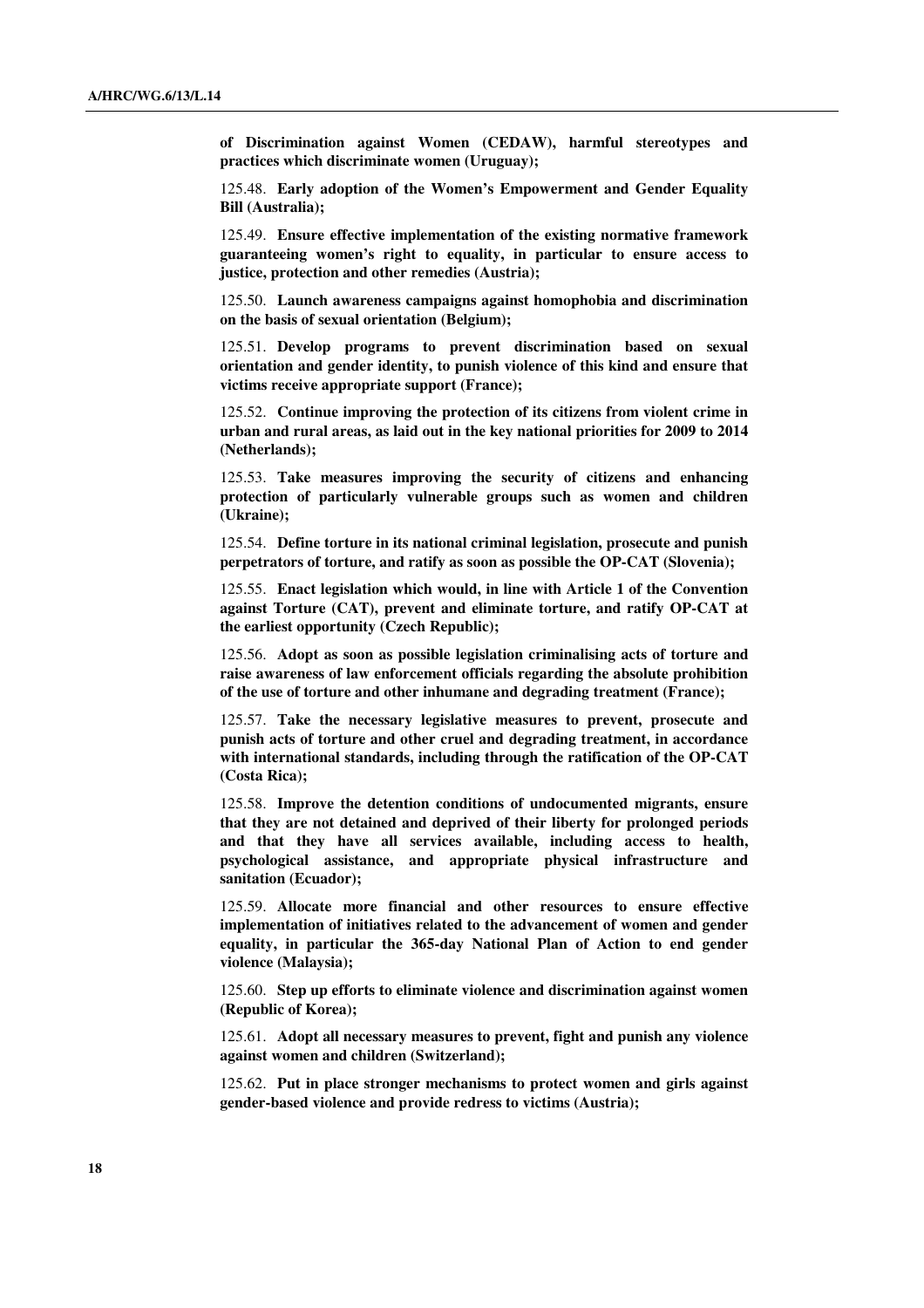**of Discrimination against Women (CEDAW), harmful stereotypes and practices which discriminate women (Uruguay);**

125.48. **Early adoption of the Women's Empowerment and Gender Equality Bill (Australia);**

125.49. **Ensure effective implementation of the existing normative framework guaranteeing women's right to equality, in particular to ensure access to justice, protection and other remedies (Austria);**

125.50. **Launch awareness campaigns against homophobia and discrimination on the basis of sexual orientation (Belgium);**

125.51. **Develop programs to prevent discrimination based on sexual orientation and gender identity, to punish violence of this kind and ensure that victims receive appropriate support (France);**

125.52. **Continue improving the protection of its citizens from violent crime in urban and rural areas, as laid out in the key national priorities for 2009 to 2014 (Netherlands);**

125.53. **Take measures improving the security of citizens and enhancing protection of particularly vulnerable groups such as women and children (Ukraine);**

125.54. **Define torture in its national criminal legislation, prosecute and punish perpetrators of torture, and ratify as soon as possible the OP-CAT (Slovenia);**

125.55. **Enact legislation which would, in line with Article 1 of the Convention against Torture (CAT), prevent and eliminate torture, and ratify OP-CAT at the earliest opportunity (Czech Republic);**

125.56. **Adopt as soon as possible legislation criminalising acts of torture and raise awareness of law enforcement officials regarding the absolute prohibition of the use of torture and other inhumane and degrading treatment (France);**

125.57. **Take the necessary legislative measures to prevent, prosecute and punish acts of torture and other cruel and degrading treatment, in accordance with international standards, including through the ratification of the OP-CAT (Costa Rica);**

125.58. **Improve the detention conditions of undocumented migrants, ensure that they are not detained and deprived of their liberty for prolonged periods and that they have all services available, including access to health, psychological assistance, and appropriate physical infrastructure and sanitation (Ecuador);**

125.59. **Allocate more financial and other resources to ensure effective implementation of initiatives related to the advancement of women and gender equality, in particular the 365-day National Plan of Action to end gender violence (Malaysia);**

125.60. **Step up efforts to eliminate violence and discrimination against women (Republic of Korea);**

125.61. **Adopt all necessary measures to prevent, fight and punish any violence against women and children (Switzerland);**

125.62. **Put in place stronger mechanisms to protect women and girls against gender-based violence and provide redress to victims (Austria);**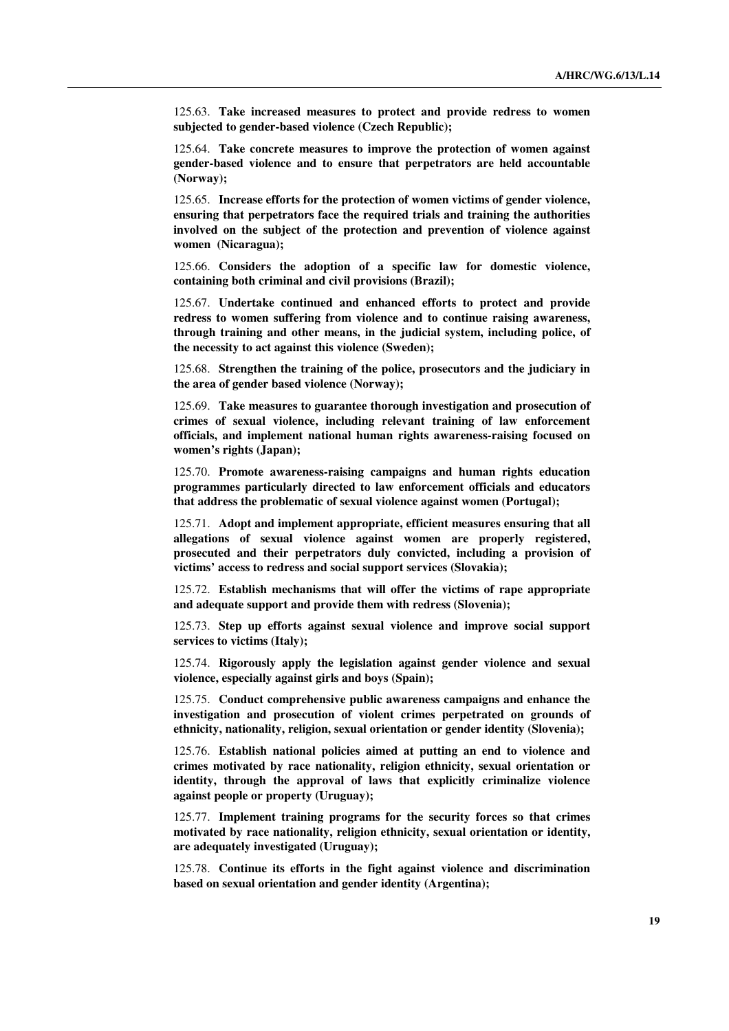125.63. **Take increased measures to protect and provide redress to women subjected to gender-based violence (Czech Republic);**

125.64. **Take concrete measures to improve the protection of women against gender-based violence and to ensure that perpetrators are held accountable (Norway);**

125.65. **Increase efforts for the protection of women victims of gender violence, ensuring that perpetrators face the required trials and training the authorities involved on the subject of the protection and prevention of violence against women (Nicaragua);**

125.66. **Considers the adoption of a specific law for domestic violence, containing both criminal and civil provisions (Brazil);**

125.67. **Undertake continued and enhanced efforts to protect and provide redress to women suffering from violence and to continue raising awareness, through training and other means, in the judicial system, including police, of the necessity to act against this violence (Sweden);**

125.68. **Strengthen the training of the police, prosecutors and the judiciary in the area of gender based violence (Norway);**

125.69. **Take measures to guarantee thorough investigation and prosecution of crimes of sexual violence, including relevant training of law enforcement officials, and implement national human rights awareness-raising focused on women's rights (Japan);**

125.70. **Promote awareness-raising campaigns and human rights education programmes particularly directed to law enforcement officials and educators that address the problematic of sexual violence against women (Portugal);**

125.71. **Adopt and implement appropriate, efficient measures ensuring that all allegations of sexual violence against women are properly registered, prosecuted and their perpetrators duly convicted, including a provision of victims' access to redress and social support services (Slovakia);**

125.72. **Establish mechanisms that will offer the victims of rape appropriate and adequate support and provide them with redress (Slovenia);**

125.73. **Step up efforts against sexual violence and improve social support services to victims (Italy);**

125.74. **Rigorously apply the legislation against gender violence and sexual violence, especially against girls and boys (Spain);**

125.75. **Conduct comprehensive public awareness campaigns and enhance the investigation and prosecution of violent crimes perpetrated on grounds of ethnicity, nationality, religion, sexual orientation or gender identity (Slovenia);**

125.76. **Establish national policies aimed at putting an end to violence and crimes motivated by race nationality, religion ethnicity, sexual orientation or identity, through the approval of laws that explicitly criminalize violence against people or property (Uruguay);**

125.77. **Implement training programs for the security forces so that crimes motivated by race nationality, religion ethnicity, sexual orientation or identity, are adequately investigated (Uruguay);**

125.78. **Continue its efforts in the fight against violence and discrimination based on sexual orientation and gender identity (Argentina);**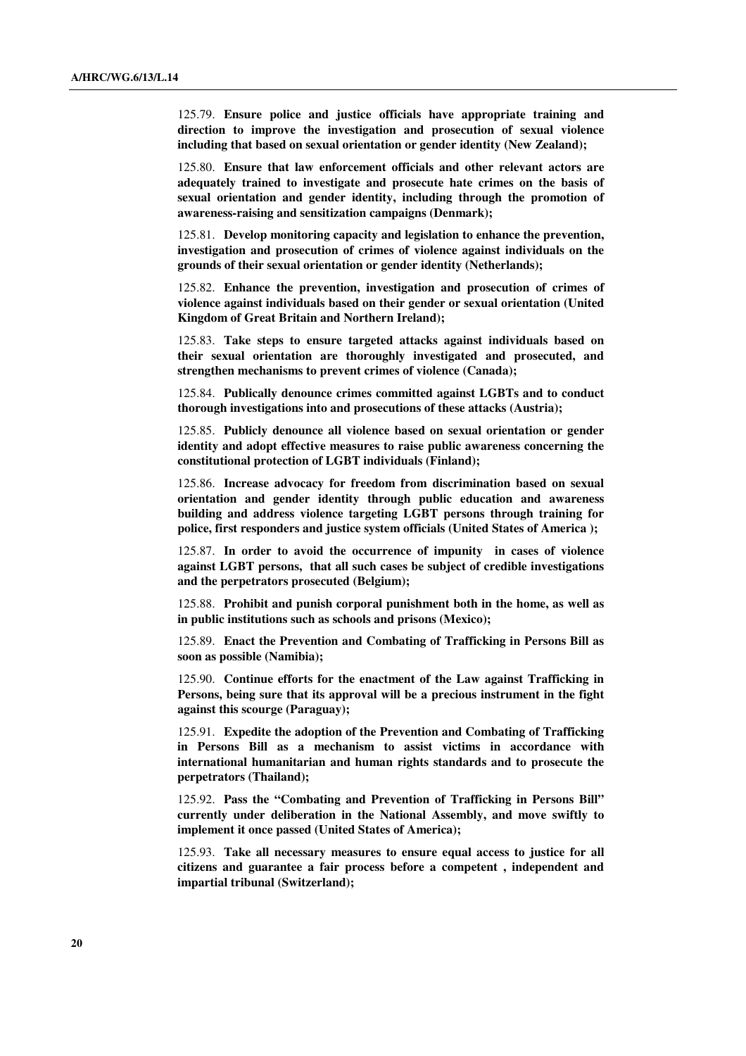125.79. **Ensure police and justice officials have appropriate training and direction to improve the investigation and prosecution of sexual violence including that based on sexual orientation or gender identity (New Zealand);**

125.80. **Ensure that law enforcement officials and other relevant actors are adequately trained to investigate and prosecute hate crimes on the basis of sexual orientation and gender identity, including through the promotion of awareness-raising and sensitization campaigns (Denmark);**

125.81. **Develop monitoring capacity and legislation to enhance the prevention, investigation and prosecution of crimes of violence against individuals on the grounds of their sexual orientation or gender identity (Netherlands);**

125.82. **Enhance the prevention, investigation and prosecution of crimes of violence against individuals based on their gender or sexual orientation (United Kingdom of Great Britain and Northern Ireland);**

125.83. **Take steps to ensure targeted attacks against individuals based on their sexual orientation are thoroughly investigated and prosecuted, and strengthen mechanisms to prevent crimes of violence (Canada);**

125.84. **Publically denounce crimes committed against LGBTs and to conduct thorough investigations into and prosecutions of these attacks (Austria);**

125.85. **Publicly denounce all violence based on sexual orientation or gender identity and adopt effective measures to raise public awareness concerning the constitutional protection of LGBT individuals (Finland);**

125.86. **Increase advocacy for freedom from discrimination based on sexual orientation and gender identity through public education and awareness building and address violence targeting LGBT persons through training for police, first responders and justice system officials (United States of America );**

125.87. **In order to avoid the occurrence of impunity in cases of violence against LGBT persons, that all such cases be subject of credible investigations and the perpetrators prosecuted (Belgium);**

125.88. **Prohibit and punish corporal punishment both in the home, as well as in public institutions such as schools and prisons (Mexico);**

125.89. **Enact the Prevention and Combating of Trafficking in Persons Bill as soon as possible (Namibia);**

125.90. **Continue efforts for the enactment of the Law against Trafficking in Persons, being sure that its approval will be a precious instrument in the fight against this scourge (Paraguay);**

125.91. **Expedite the adoption of the Prevention and Combating of Trafficking in Persons Bill as a mechanism to assist victims in accordance with international humanitarian and human rights standards and to prosecute the perpetrators (Thailand);**

125.92. **Pass the "Combating and Prevention of Trafficking in Persons Bill" currently under deliberation in the National Assembly, and move swiftly to implement it once passed (United States of America);**

125.93. **Take all necessary measures to ensure equal access to justice for all citizens and guarantee a fair process before a competent , independent and impartial tribunal (Switzerland);**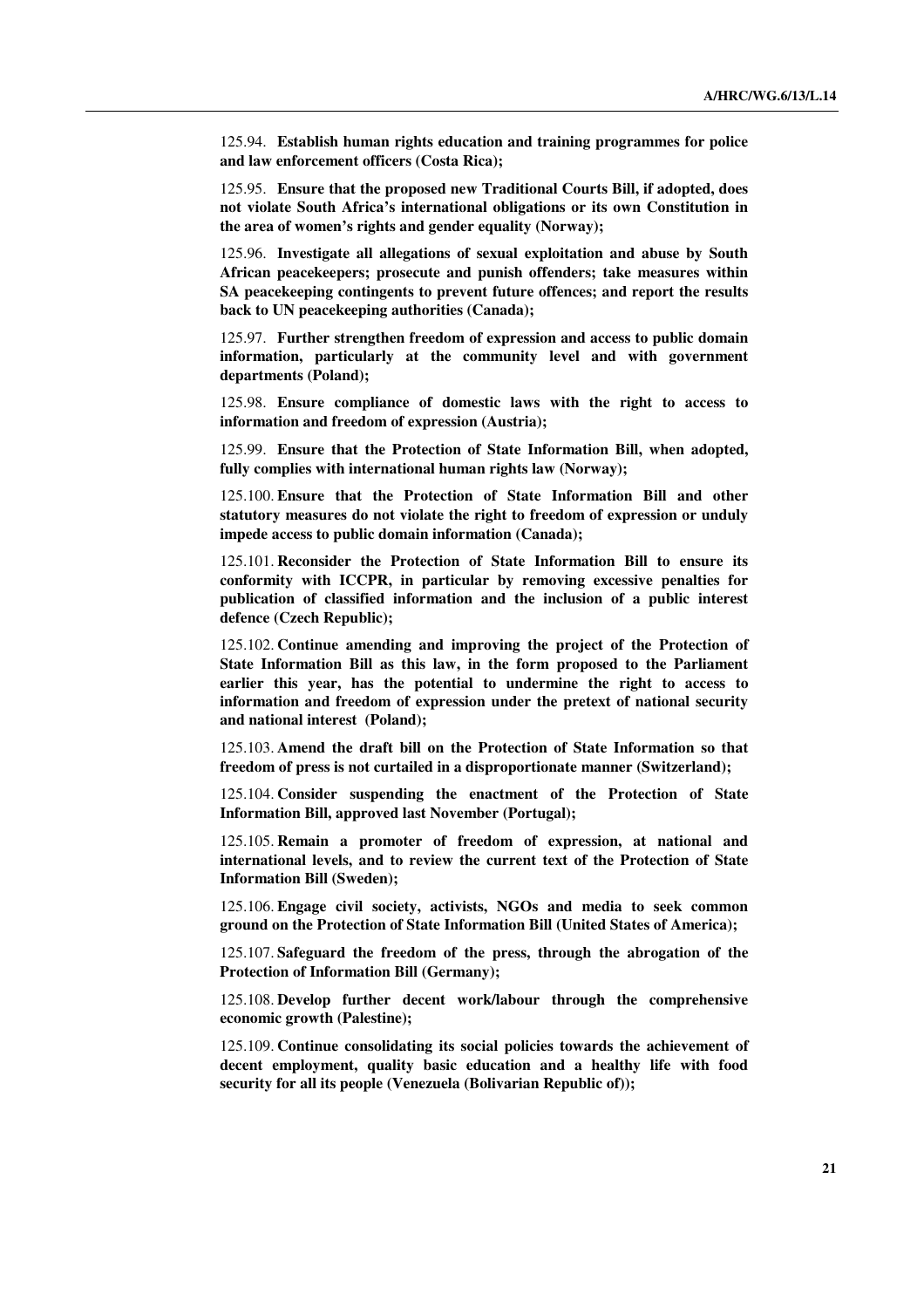125.94. **Establish human rights education and training programmes for police and law enforcement officers (Costa Rica);**

125.95. **Ensure that the proposed new Traditional Courts Bill, if adopted, does not violate South Africa's international obligations or its own Constitution in the area of women's rights and gender equality (Norway);**

125.96. **Investigate all allegations of sexual exploitation and abuse by South African peacekeepers; prosecute and punish offenders; take measures within SA peacekeeping contingents to prevent future offences; and report the results back to UN peacekeeping authorities (Canada);**

125.97. **Further strengthen freedom of expression and access to public domain information, particularly at the community level and with government departments (Poland);**

125.98. **Ensure compliance of domestic laws with the right to access to information and freedom of expression (Austria);**

125.99. **Ensure that the Protection of State Information Bill, when adopted, fully complies with international human rights law (Norway);**

125.100. **Ensure that the Protection of State Information Bill and other statutory measures do not violate the right to freedom of expression or unduly impede access to public domain information (Canada);**

125.101. **Reconsider the Protection of State Information Bill to ensure its conformity with ICCPR, in particular by removing excessive penalties for publication of classified information and the inclusion of a public interest defence (Czech Republic);**

125.102. **Continue amending and improving the project of the Protection of State Information Bill as this law, in the form proposed to the Parliament earlier this year, has the potential to undermine the right to access to information and freedom of expression under the pretext of national security and national interest (Poland);**

125.103. **Amend the draft bill on the Protection of State Information so that freedom of press is not curtailed in a disproportionate manner (Switzerland);**

125.104. **Consider suspending the enactment of the Protection of State Information Bill, approved last November (Portugal);**

125.105. **Remain a promoter of freedom of expression, at national and international levels, and to review the current text of the Protection of State Information Bill (Sweden);**

125.106. **Engage civil society, activists, NGOs and media to seek common ground on the Protection of State Information Bill (United States of America);**

125.107. **Safeguard the freedom of the press, through the abrogation of the Protection of Information Bill (Germany);**

125.108. **Develop further decent work/labour through the comprehensive economic growth (Palestine);**

125.109. **Continue consolidating its social policies towards the achievement of decent employment, quality basic education and a healthy life with food security for all its people (Venezuela (Bolivarian Republic of));**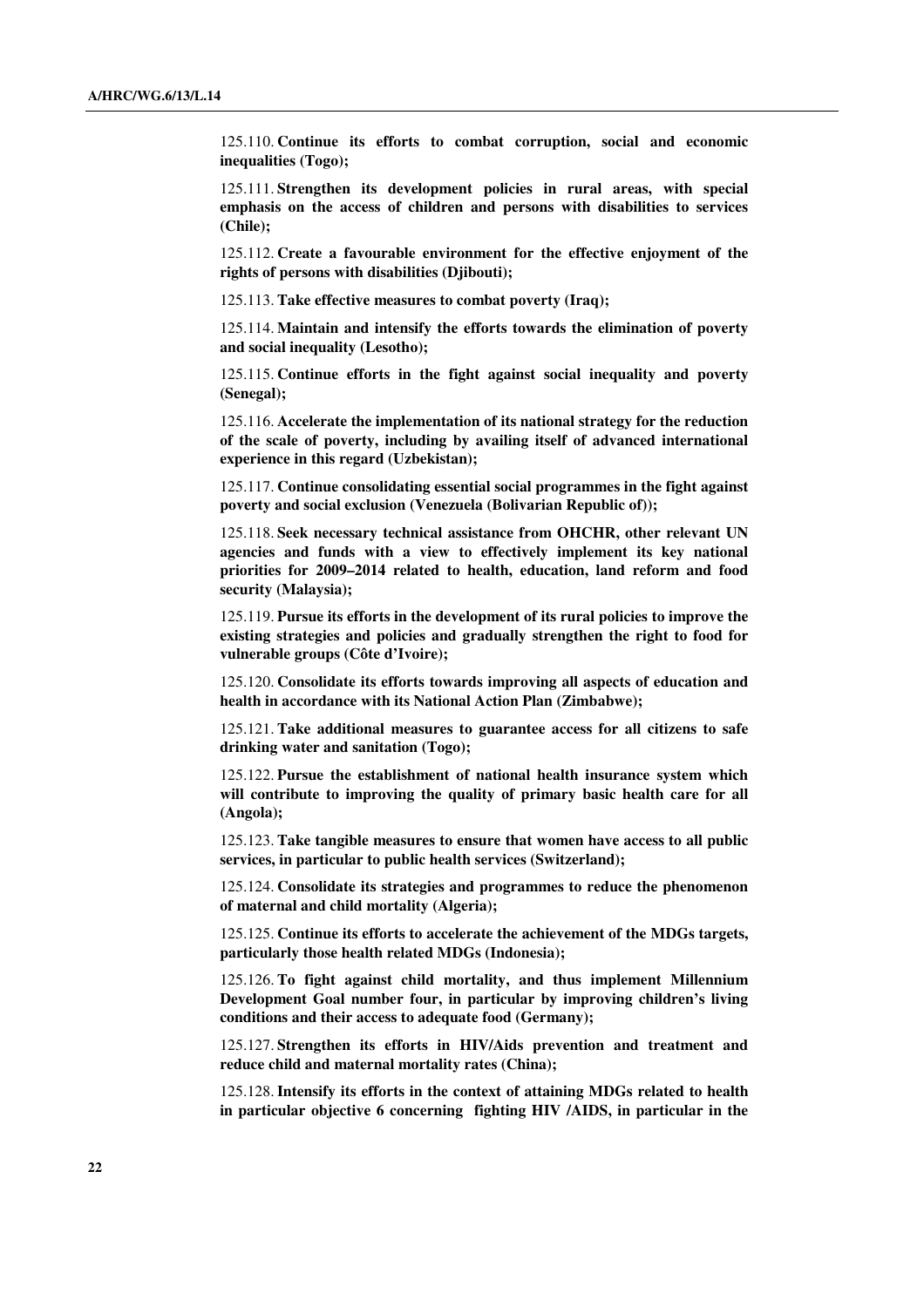125.110. **Continue its efforts to combat corruption, social and economic inequalities (Togo);**

125.111. **Strengthen its development policies in rural areas, with special emphasis on the access of children and persons with disabilities to services (Chile);**

125.112. **Create a favourable environment for the effective enjoyment of the rights of persons with disabilities (Djibouti);**

125.113. **Take effective measures to combat poverty (Iraq);**

125.114. **Maintain and intensify the efforts towards the elimination of poverty and social inequality (Lesotho);**

125.115. **Continue efforts in the fight against social inequality and poverty (Senegal);**

125.116. **Accelerate the implementation of its national strategy for the reduction of the scale of poverty, including by availing itself of advanced international experience in this regard (Uzbekistan);**

125.117. **Continue consolidating essential social programmes in the fight against poverty and social exclusion (Venezuela (Bolivarian Republic of));**

125.118. **Seek necessary technical assistance from OHCHR, other relevant UN agencies and funds with a view to effectively implement its key national priorities for 2009–2014 related to health, education, land reform and food security (Malaysia);**

125.119. **Pursue its efforts in the development of its rural policies to improve the existing strategies and policies and gradually strengthen the right to food for vulnerable groups (Côte d'Ivoire);**

125.120. **Consolidate its efforts towards improving all aspects of education and health in accordance with its National Action Plan (Zimbabwe);**

125.121. **Take additional measures to guarantee access for all citizens to safe drinking water and sanitation (Togo);**

125.122. **Pursue the establishment of national health insurance system which will contribute to improving the quality of primary basic health care for all (Angola);**

125.123. **Take tangible measures to ensure that women have access to all public services, in particular to public health services (Switzerland);**

125.124. **Consolidate its strategies and programmes to reduce the phenomenon of maternal and child mortality (Algeria);**

125.125. **Continue its efforts to accelerate the achievement of the MDGs targets, particularly those health related MDGs (Indonesia);**

125.126. **To fight against child mortality, and thus implement Millennium Development Goal number four, in particular by improving children's living conditions and their access to adequate food (Germany);**

125.127. **Strengthen its efforts in HIV/Aids prevention and treatment and reduce child and maternal mortality rates (China);**

125.128. **Intensify its efforts in the context of attaining MDGs related to health in particular objective 6 concerning fighting HIV /AIDS, in particular in the**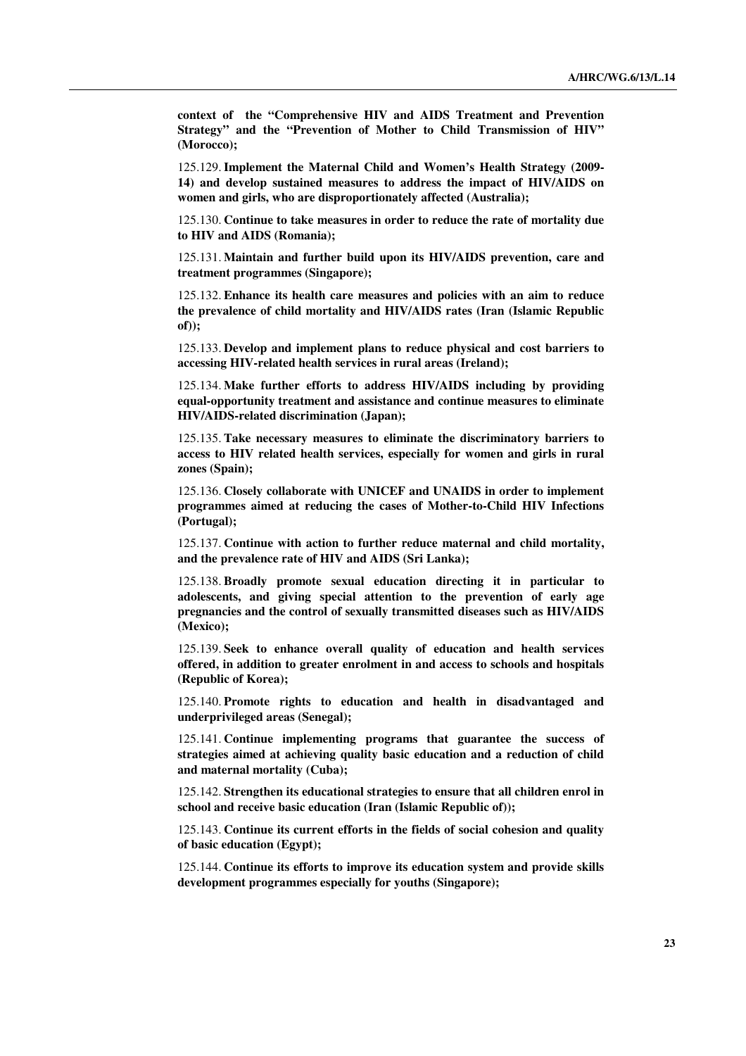**context of the "Comprehensive HIV and AIDS Treatment and Prevention Strategy" and the "Prevention of Mother to Child Transmission of HIV" (Morocco);**

125.129. **Implement the Maternal Child and Women's Health Strategy (2009-14) and develop sustained measures to address the impact of HIV/AIDS on women and girls, who are disproportionately affected (Australia);**

125.130. **Continue to take measures in order to reduce the rate of mortality due to HIV and AIDS (Romania);**

125.131. **Maintain and further build upon its HIV/AIDS prevention, care and treatment programmes (Singapore);**

125.132. **Enhance its health care measures and policies with an aim to reduce the prevalence of child mortality and HIV/AIDS rates (Iran (Islamic Republic of));**

125.133. **Develop and implement plans to reduce physical and cost barriers to accessing HIV-related health services in rural areas (Ireland);**

125.134. **Make further efforts to address HIV/AIDS including by providing equal-opportunity treatment and assistance and continue measures to eliminate HIV/AIDS-related discrimination (Japan);**

125.135. **Take necessary measures to eliminate the discriminatory barriers to access to HIV related health services, especially for women and girls in rural zones (Spain);**

125.136. **Closely collaborate with UNICEF and UNAIDS in order to implement programmes aimed at reducing the cases of Mother-to-Child HIV Infections (Portugal);**

125.137. **Continue with action to further reduce maternal and child mortality, and the prevalence rate of HIV and AIDS (Sri Lanka);**

125.138. **Broadly promote sexual education directing it in particular to adolescents, and giving special attention to the prevention of early age pregnancies and the control of sexually transmitted diseases such as HIV/AIDS (Mexico);**

125.139. **Seek to enhance overall quality of education and health services offered, in addition to greater enrolment in and access to schools and hospitals (Republic of Korea);**

125.140. **Promote rights to education and health in disadvantaged and underprivileged areas (Senegal);**

125.141. **Continue implementing programs that guarantee the success of strategies aimed at achieving quality basic education and a reduction of child and maternal mortality (Cuba);**

125.142. **Strengthen its educational strategies to ensure that all children enrol in school and receive basic education (Iran (Islamic Republic of));**

125.143. **Continue its current efforts in the fields of social cohesion and quality of basic education (Egypt);**

125.144. **Continue its efforts to improve its education system and provide skills development programmes especially for youths (Singapore);**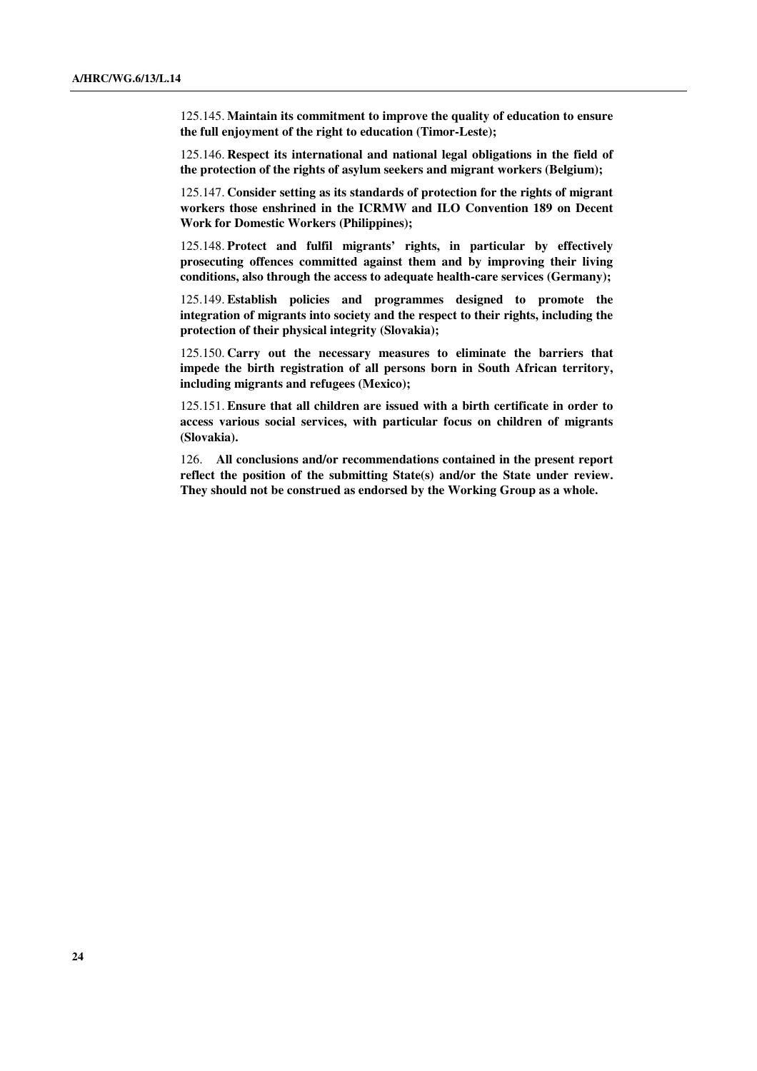125.145. **Maintain its commitment to improve the quality of education to ensure the full enjoyment of the right to education (Timor-Leste);**

125.146. **Respect its international and national legal obligations in the field of the protection of the rights of asylum seekers and migrant workers (Belgium);**

125.147. **Consider setting as its standards of protection for the rights of migrant workers those enshrined in the ICRMW and ILO Convention 189 on Decent Work for Domestic Workers (Philippines);**

125.148. **Protect and fulfil migrants' rights, in particular by effectively prosecuting offences committed against them and by improving their living conditions, also through the access to adequate health-care services (Germany);**

125.149. **Establish policies and programmes designed to promote the integration of migrants into society and the respect to their rights, including the protection of their physical integrity (Slovakia);**

125.150. **Carry out the necessary measures to eliminate the barriers that impede the birth registration of all persons born in South African territory, including migrants and refugees (Mexico);**

125.151. **Ensure that all children are issued with a birth certificate in order to access various social services, with particular focus on children of migrants (Slovakia).**

126. **All conclusions and/or recommendations contained in the present report reflect the position of the submitting State(s) and/or the State under review. They should not be construed as endorsed by the Working Group as a whole.**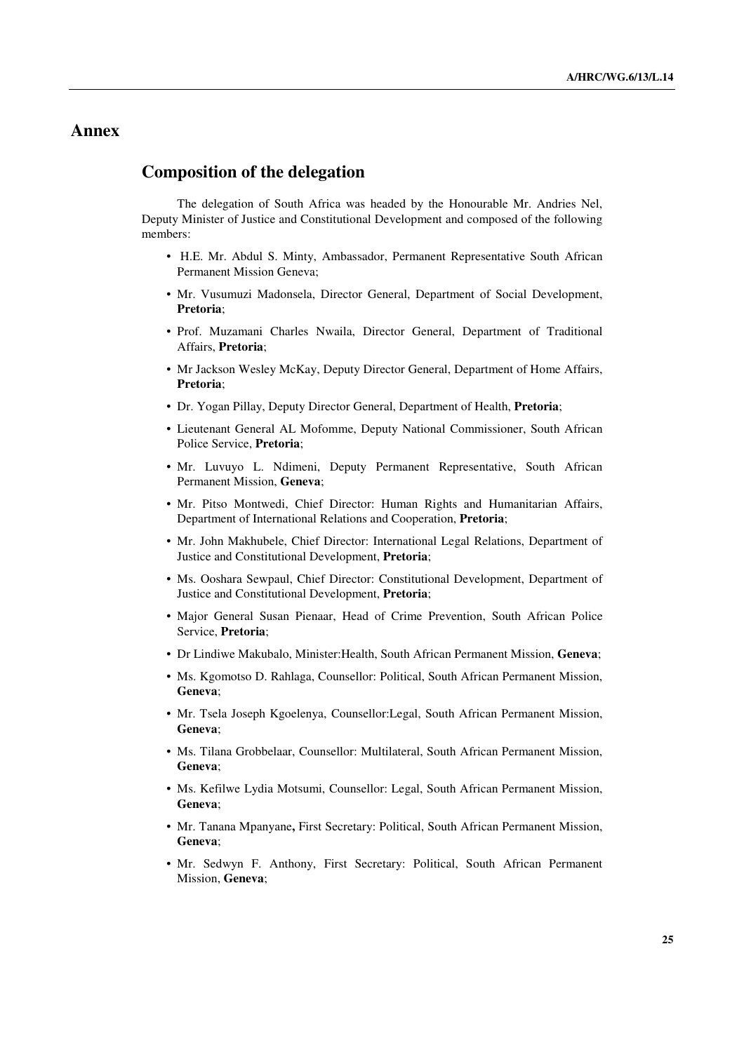# Annex

## Composition of the delegation

The delegation of South Africa was headed by the Honourable Mr. Andries Nel, Deputy Minister of Justice and Constitutional Development and composed of the following members:

- H.E. Mr. Abdul S. Minty, Ambassador, Permanent Representative South African Permanent Mission Geneva;
- Mr. Vusumuzi Madonsela, Director General, Department of Social Development, **Pretoria**;
- Prof. Muzamani Charles Nwaila, Director General, Department of Traditional Affairs, **Pretoria**;
- Mr Jackson Wesley McKay, Deputy Director General, Department of Home Affairs, **Pretoria**;
- Dr. Yogan Pillay, Deputy Director General, Department of Health, **Pretoria**;
- Lieutenant General AL Mofomme, Deputy National Commissioner, South African Police Service, **Pretoria**;
- Mr. Luvuyo L. Ndimeni, Deputy Permanent Representative, South African Permanent Mission, **Geneva**;
- Mr. Pitso Montwedi, Chief Director: Human Rights and Humanitarian Affairs, Department of International Relations and Cooperation, **Pretoria**;
- Mr. John Makhubele, Chief Director: International Legal Relations, Department of Justice and Constitutional Development, **Pretoria**;
- Ms. Ooshara Sewpaul, Chief Director: Constitutional Development, Department of Justice and Constitutional Development, **Pretoria**;
- Major General Susan Pienaar, Head of Crime Prevention, South African Police Service, **Pretoria**;
- Dr Lindiwe Makubalo, Minister:Health, South African Permanent Mission, **Geneva**;
- Ms. Kgomotso D. Rahlaga, Counsellor: Political, South African Permanent Mission, **Geneva**;
- Mr. Tsela Joseph Kgoelenya, Counsellor:Legal, South African Permanent Mission, **Geneva**;
- Ms. Tilana Grobbelaar, Counsellor: Multilateral, South African Permanent Mission, **Geneva**;
- Ms. Kefilwe Lydia Motsumi, Counsellor: Legal, South African Permanent Mission, **Geneva**;
- Mr. Tanana Mpanyane**,** First Secretary: Political, South African Permanent Mission, **Geneva**;
- Mr. Sedwyn F. Anthony, First Secretary: Political, South African Permanent Mission, **Geneva**;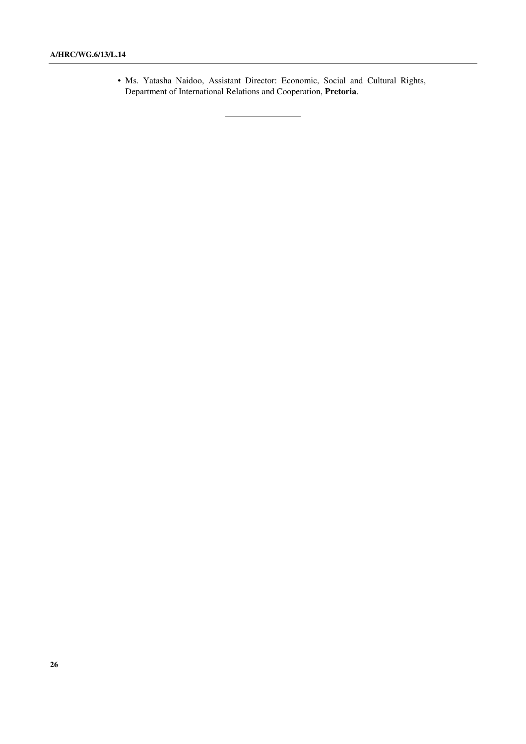- Ms. Yatasha Naidoo, Assistant Director: Economic, Social and Cultural Rights, Department of International Relations and Cooperation, **Pretoria**.